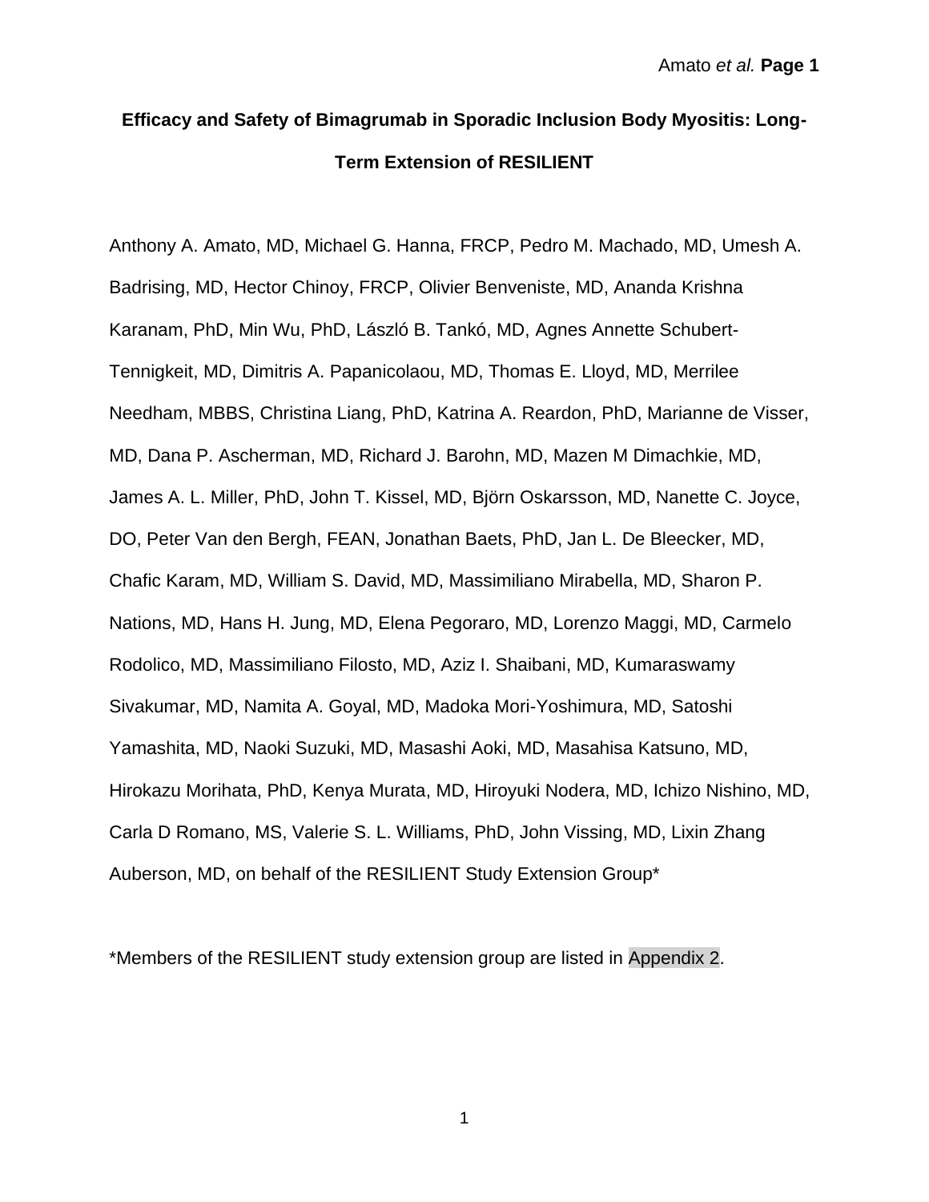# Efficacy and Safety of Bimagrumab in Sporadic Inclusion Body Myositis: Long-Term Extension of RESILIENT

Anthony A. Amato, MD, Michael G. Hanna, FRCP, Pedro M. Machado, MD, Umesh A. Badrising, MD, Hector Chinoy, FRCP, Olivier Benveniste, MD, Ananda Krishna Karanam, PhD, Min Wu, PhD, László B. Tankó, MD, Agnes Annette Schubert-Tennigkeit, MD, Dimitris A. Papanicolaou, MD, Thomas E. Lloyd, MD, Merrilee Needham, MBBS, Christina Liang, PhD, Katrina A. Reardon, PhD, Marianne de Visser, MD, Dana P. Ascherman, MD, Richard J. Barohn, MD, Mazen M Dimachkie, MD, James A. L. Miller, PhD, John T. Kissel, MD, Björn Oskarsson, MD, Nanette C. Joyce, DO, Peter Van den Bergh, FEAN, Jonathan Baets, PhD, Jan L. De Bleecker, MD, Chafic Karam, MD, William S. David, MD, Massimiliano Mirabella, MD, Sharon P. Nations, MD, Hans H. Jung, MD, Elena Pegoraro, MD, Lorenzo Maggi, MD, Carmelo Rodolico, MD, Massimiliano Filosto, MD, Aziz I. Shaibani, MD, Kumaraswamy Sivakumar, MD, Namita A. Goyal, MD, Madoka Mori-Yoshimura, MD, Satoshi Yamashita, MD, Naoki Suzuki, MD, Masashi Aoki, MD, Masahisa Katsuno, MD, Hirokazu Morihata, PhD, Kenya Murata, MD, Hiroyuki Nodera, MD, Ichizo Nishino, MD, Carla D Romano, MS, Valerie S. L. Williams, PhD, John Vissing, MD, Lixin Zhang Auberson, MD, on behalf of the RESILIENT Study Extension Group*

*Members of the RESILIENT study extension group are listed in Appendix 2.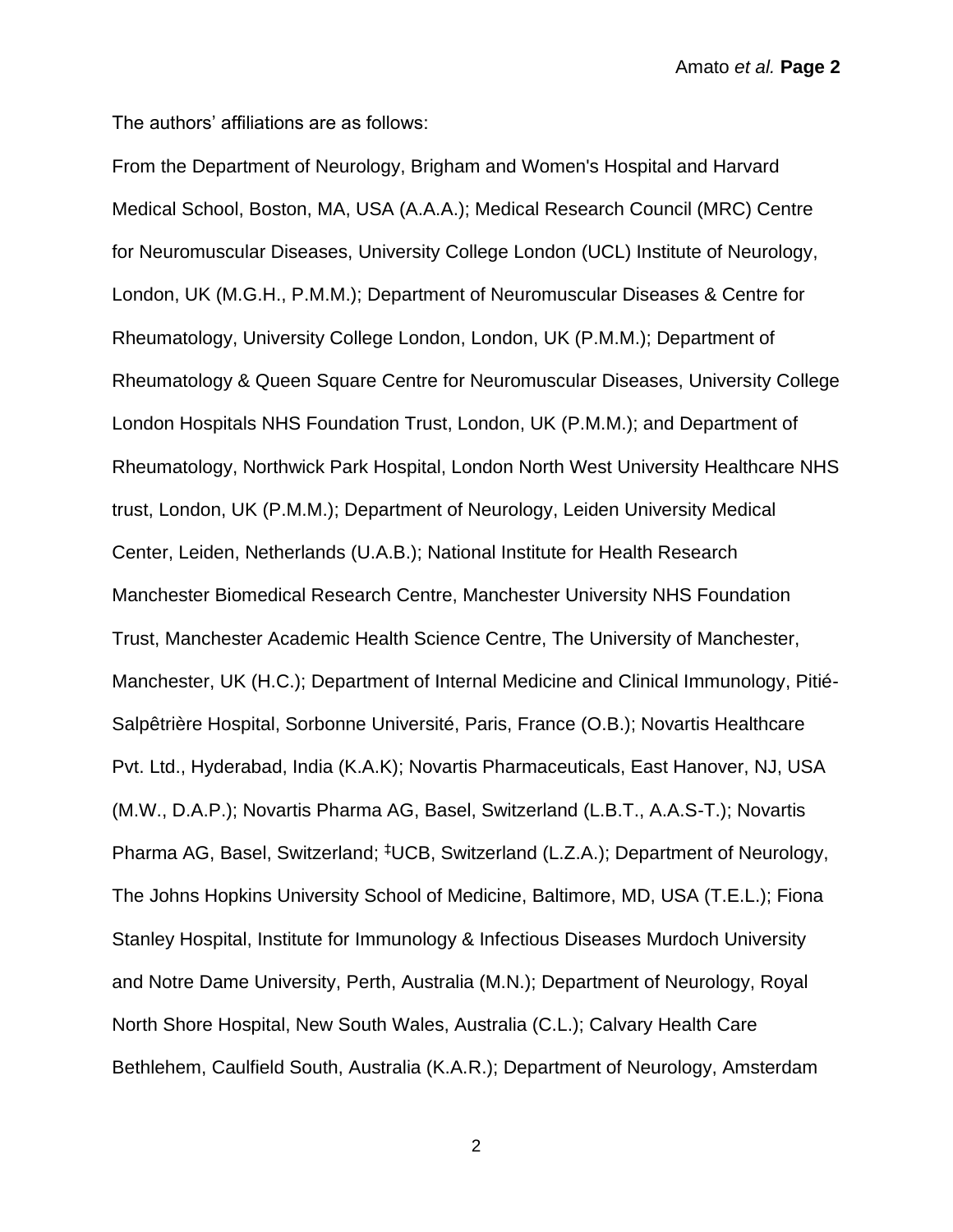The authors' affiliations are as follows:

From the Department of Neurology, Brigham and Women's Hospital and Harvard Medical School, Boston, MA, USA (A.A.A.); Medical Research Council (MRC) Centre for Neuromuscular Diseases, University College London (UCL) Institute of Neurology, London, UK (M.G.H., P.M.M.); Department of Neuromuscular Diseases & Centre for Rheumatology, University College London, London, UK (P.M.M.); Department of Rheumatology & Queen Square Centre for Neuromuscular Diseases, University College London Hospitals NHS Foundation Trust, London, UK (P.M.M.); and Department of Rheumatology, Northwick Park Hospital, London North West University Healthcare NHS trust, London, UK (P.M.M.); Department of Neurology, Leiden University Medical Center, Leiden, Netherlands (U.A.B.); National Institute for Health Research Manchester Biomedical Research Centre, Manchester University NHS Foundation Trust, Manchester Academic Health Science Centre, The University of Manchester, Manchester, UK (H.C.); Department of Internal Medicine and Clinical Immunology, Pitié-Salpêtrière Hospital, Sorbonne Université, Paris, France (O.B.); Novartis Healthcare Pvt. Ltd., Hyderabad, India (K.A.K); Novartis Pharmaceuticals, East Hanover, NJ, USA (M.W., D.A.P.); Novartis Pharma AG, Basel, Switzerland (L.B.T., A.A.S-T.); Novartis Pharma AG, Basel, Switzerland; [‡]UCB, Switzerland (L.Z.A.); Department of Neurology, The Johns Hopkins University School of Medicine, Baltimore, MD, USA (T.E.L.); Fiona Stanley Hospital, Institute for Immunology & Infectious Diseases Murdoch University and Notre Dame University, Perth, Australia (M.N.); Department of Neurology, Royal North Shore Hospital, New South Wales, Australia (C.L.); Calvary Health Care Bethlehem, Caulfield South, Australia (K.A.R.); Department of Neurology, Amsterdam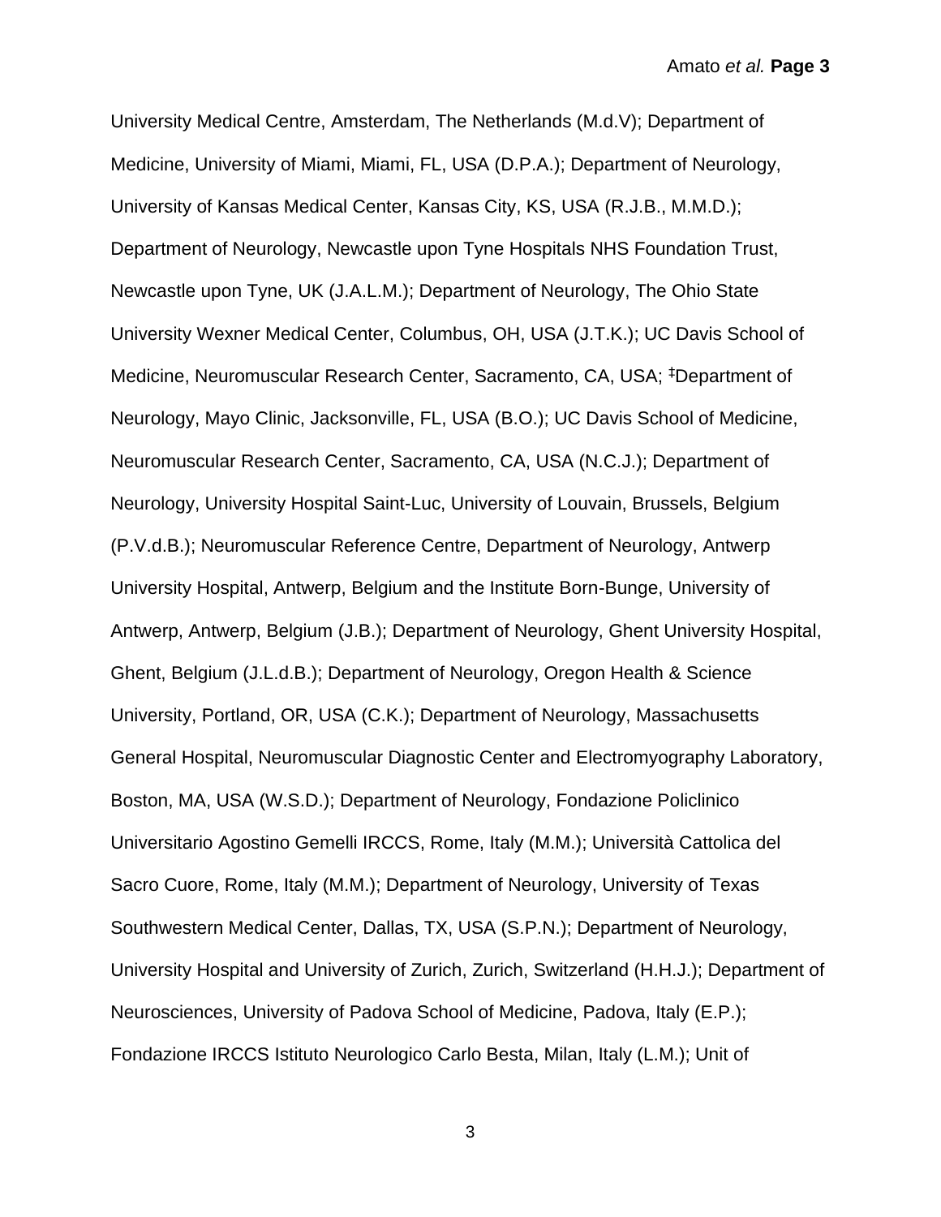University Medical Centre, Amsterdam, The Netherlands (M.d.V); Department of Medicine, University of Miami, Miami, FL, USA (D.P.A.); Department of Neurology, University of Kansas Medical Center, Kansas City, KS, USA (R.J.B., M.M.D.); Department of Neurology, Newcastle upon Tyne Hospitals NHS Foundation Trust, Newcastle upon Tyne, UK (J.A.L.M.); Department of Neurology, The Ohio State University Wexner Medical Center, Columbus, OH, USA (J.T.K.); UC Davis School of Medicine, Neuromuscular Research Center, Sacramento, CA, USA; [‡]Department of Neurology, Mayo Clinic, Jacksonville, FL, USA (B.O.); UC Davis School of Medicine, Neuromuscular Research Center, Sacramento, CA, USA (N.C.J.); Department of Neurology, University Hospital Saint-Luc, University of Louvain, Brussels, Belgium (P.V.d.B.); Neuromuscular Reference Centre, Department of Neurology, Antwerp University Hospital, Antwerp, Belgium and the Institute Born-Bunge, University of Antwerp, Antwerp, Belgium (J.B.); Department of Neurology, Ghent University Hospital, Ghent, Belgium (J.L.d.B.); Department of Neurology, Oregon Health & Science University, Portland, OR, USA (C.K.); Department of Neurology, Massachusetts General Hospital, Neuromuscular Diagnostic Center and Electromyography Laboratory, Boston, MA, USA (W.S.D.); Department of Neurology, Fondazione Policlinico Universitario Agostino Gemelli IRCCS, Rome, Italy (M.M.); Università Cattolica del Sacro Cuore, Rome, Italy (M.M.); Department of Neurology, University of Texas Southwestern Medical Center, Dallas, TX, USA (S.P.N.); Department of Neurology, University Hospital and University of Zurich, Zurich, Switzerland (H.H.J.); Department of Neurosciences, University of Padova School of Medicine, Padova, Italy (E.P.); Fondazione IRCCS Istituto Neurologico Carlo Besta, Milan, Italy (L.M.); Unit of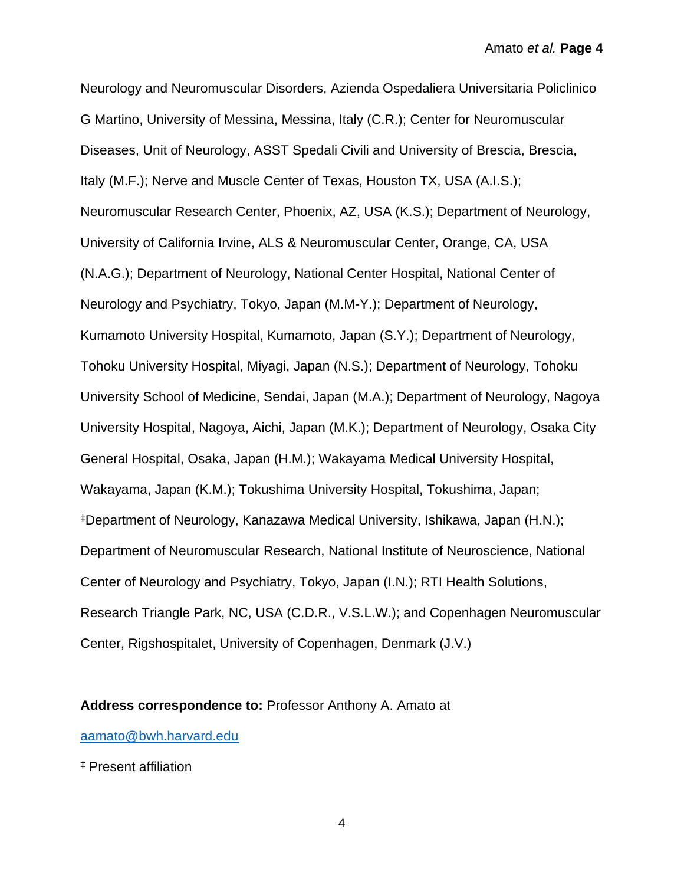Neurology and Neuromuscular Disorders, Azienda Ospedaliera Universitaria Policlinico G Martino, University of Messina, Messina, Italy (C.R.); Center for Neuromuscular Diseases, Unit of Neurology, ASST Spedali Civili and University of Brescia, Brescia, Italy (M.F.); Nerve and Muscle Center of Texas, Houston TX, USA (A.I.S.); Neuromuscular Research Center, Phoenix, AZ, USA (K.S.); Department of Neurology, University of California Irvine, ALS & Neuromuscular Center, Orange, CA, USA (N.A.G.); Department of Neurology, National Center Hospital, National Center of Neurology and Psychiatry, Tokyo, Japan (M.M-Y.); Department of Neurology, Kumamoto University Hospital, Kumamoto, Japan (S.Y.); Department of Neurology, Tohoku University Hospital, Miyagi, Japan (N.S.); Department of Neurology, Tohoku University School of Medicine, Sendai, Japan (M.A.); Department of Neurology, Nagoya University Hospital, Nagoya, Aichi, Japan (M.K.); Department of Neurology, Osaka City General Hospital, Osaka, Japan (H.M.); Wakayama Medical University Hospital, Wakayama, Japan (K.M.); Tokushima University Hospital, Tokushima, Japan; ‡Department of Neurology, Kanazawa Medical University, Ishikawa, Japan (H.N.); Department of Neuromuscular Research, National Institute of Neuroscience, National Center of Neurology and Psychiatry, Tokyo, Japan (I.N.); RTI Health Solutions, Research Triangle Park, NC, USA (C.D.R., V.S.L.W.); and Copenhagen Neuromuscular Center, Rigshospitalet, University of Copenhagen, Denmark (J.V.)

**Address correspondence to:** Professor Anthony A. Amato at

aamato@bwh.harvard.edu

‡ Present affiliation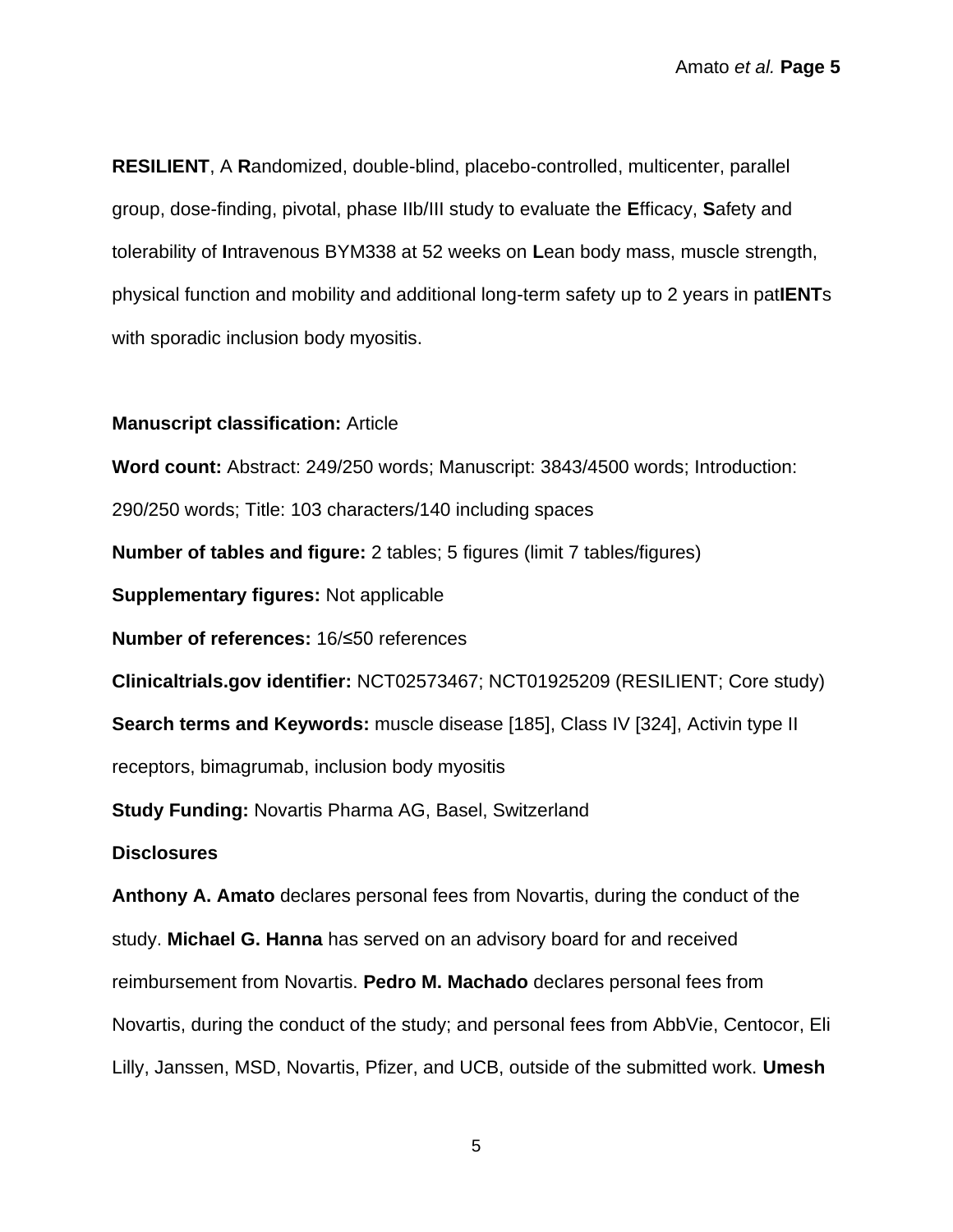**RESILIENT**, A **R**andomized, double-blind, placebo-controlled, multicenter, parallel group, dose-finding, pivotal, phase IIb/III study to evaluate the **E**fficacy, **S**afety and tolerability of **I**ntravenous BYM338 at 52 weeks on **L**ean body mass, muscle strength, physical function and mobility and additional long-term safety up to 2 years in pat**IENT**s with sporadic inclusion body myositis.

**Manuscript classification:** Article

**Word count:** Abstract: 249/250 words; Manuscript: 3843/4500 words; Introduction: 290/250 words; Title: 103 characters/140 including spaces

**Number of tables and figure:** 2 tables; 5 figures (limit 7 tables/figures)

**Supplementary figures:** Not applicable

**Number of references:** 16/≤50 references

**Clinicaltrials.gov identifier:** NCT02573467; NCT01925209 (RESILIENT; Core study)

**Search terms and Keywords:** muscle disease [185], Class IV [324], Activin type II receptors, bimagrumab, inclusion body myositis

**Study Funding:** Novartis Pharma AG, Basel, Switzerland

**Disclosures**

**Anthony A. Amato** declares personal fees from Novartis, during the conduct of the study. **Michael G. Hanna** has served on an advisory board for and received reimbursement from Novartis. **Pedro M. Machado** declares personal fees from Novartis, during the conduct of the study; and personal fees from AbbVie, Centocor, Eli Lilly, Janssen, MSD, Novartis, Pfizer, and UCB, outside of the submitted work. **Umesh**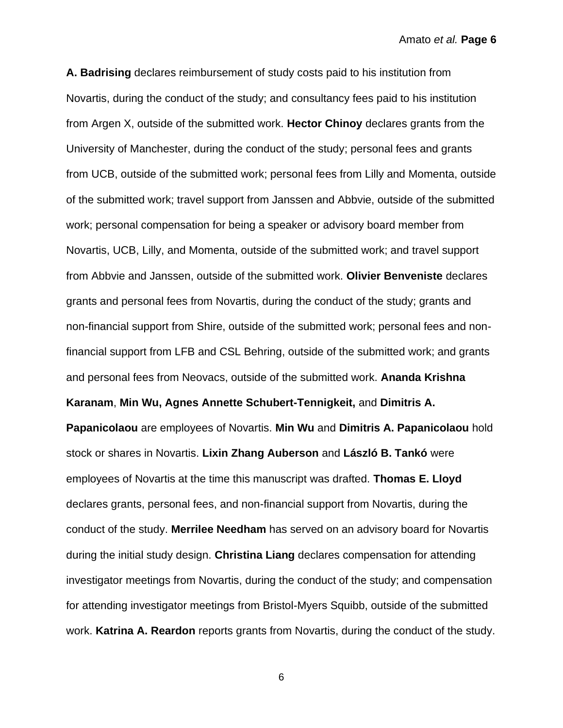**A. Badrising** declares reimbursement of study costs paid to his institution from Novartis, during the conduct of the study; and consultancy fees paid to his institution from Argen X, outside of the submitted work. **Hector Chinoy** declares grants from the University of Manchester, during the conduct of the study; personal fees and grants from UCB, outside of the submitted work; personal fees from Lilly and Momenta, outside of the submitted work; travel support from Janssen and Abbvie, outside of the submitted work; personal compensation for being a speaker or advisory board member from Novartis, UCB, Lilly, and Momenta, outside of the submitted work; and travel support from Abbvie and Janssen, outside of the submitted work. **Olivier Benveniste** declares grants and personal fees from Novartis, during the conduct of the study; grants and non-financial support from Shire, outside of the submitted work; personal fees and non-financial support from LFB and CSL Behring, outside of the submitted work; and grants and personal fees from Neovacs, outside of the submitted work. **Ananda Krishna Karanam**, **Min Wu, Agnes Annette Schubert-Tennigkeit,** and **Dimitris A. Papanicolaou** are employees of Novartis. **Min Wu** and **Dimitris A. Papanicolaou** hold stock or shares in Novartis. **Lixin Zhang Auberson** and **László B. Tankó** were employees of Novartis at the time this manuscript was drafted. **Thomas E. Lloyd** declares grants, personal fees, and non-financial support from Novartis, during the conduct of the study. **Merrilee Needham** has served on an advisory board for Novartis during the initial study design. **Christina Liang** declares compensation for attending investigator meetings from Novartis, during the conduct of the study; and compensation for attending investigator meetings from Bristol-Myers Squibb, outside of the submitted work. **Katrina A. Reardon** reports grants from Novartis, during the conduct of the study.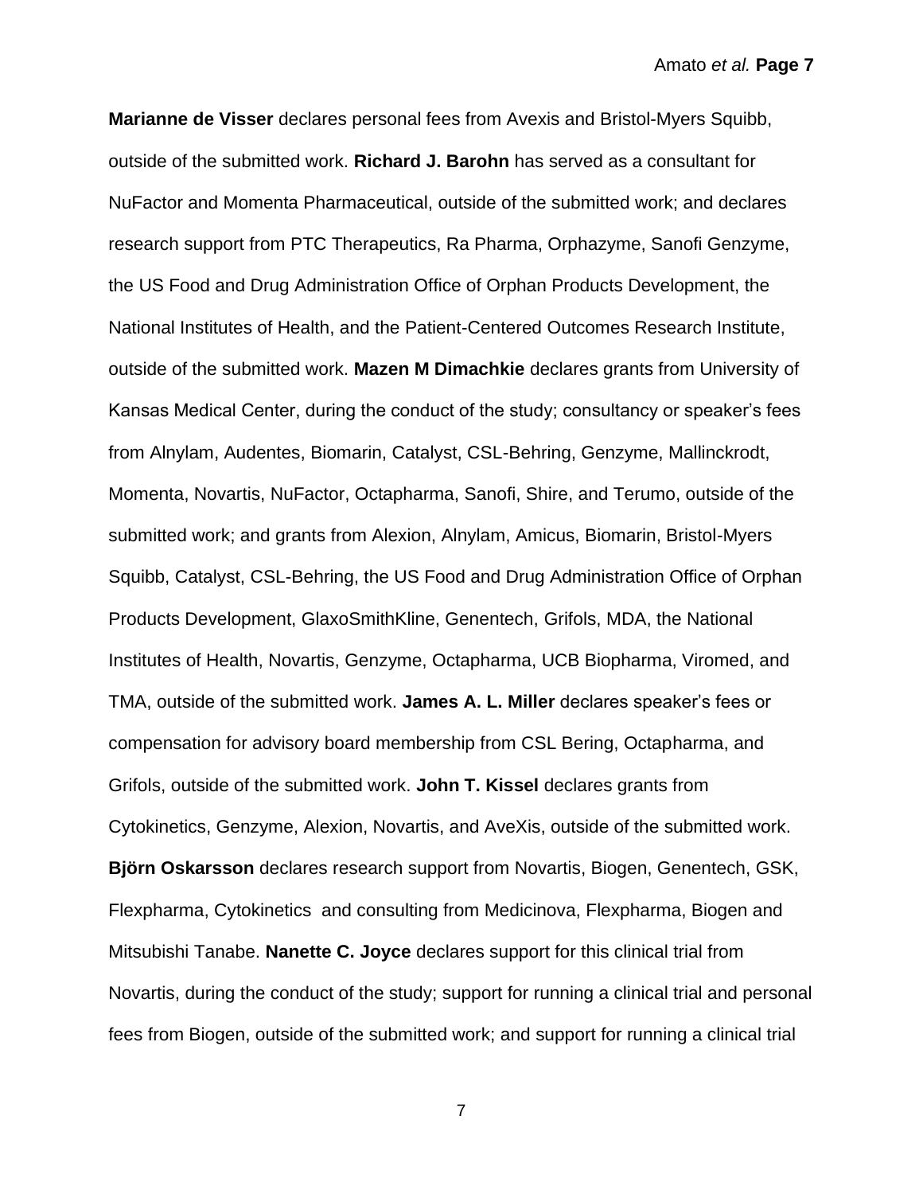**Marianne de Visser** declares personal fees from Avexis and Bristol-Myers Squibb, outside of the submitted work. **Richard J. Barohn** has served as a consultant for NuFactor and Momenta Pharmaceutical, outside of the submitted work; and declares research support from PTC Therapeutics, Ra Pharma, Orphazyme, Sanofi Genzyme, the US Food and Drug Administration Office of Orphan Products Development, the National Institutes of Health, and the Patient-Centered Outcomes Research Institute, outside of the submitted work. **Mazen M Dimachkie** declares grants from University of Kansas Medical Center, during the conduct of the study; consultancy or speaker's fees from Alnylam, Audentes, Biomarin, Catalyst, CSL-Behring, Genzyme, Mallinckrodt, Momenta, Novartis, NuFactor, Octapharma, Sanofi, Shire, and Terumo, outside of the submitted work; and grants from Alexion, Alnylam, Amicus, Biomarin, Bristol-Myers Squibb, Catalyst, CSL-Behring, the US Food and Drug Administration Office of Orphan Products Development, GlaxoSmithKline, Genentech, Grifols, MDA, the National Institutes of Health, Novartis, Genzyme, Octapharma, UCB Biopharma, Viromed, and TMA, outside of the submitted work. **James A. L. Miller** declares speaker's fees or compensation for advisory board membership from CSL Bering, Octapharma, and Grifols, outside of the submitted work. **John T. Kissel** declares grants from Cytokinetics, Genzyme, Alexion, Novartis, and AveXis, outside of the submitted work. **Björn Oskarsson** declares research support from Novartis, Biogen, Genentech, GSK, Flexpharma, Cytokinetics and consulting from Medicinova, Flexpharma, Biogen and Mitsubishi Tanabe. **Nanette C. Joyce** declares support for this clinical trial from Novartis, during the conduct of the study; support for running a clinical trial and personal fees from Biogen, outside of the submitted work; and support for running a clinical trial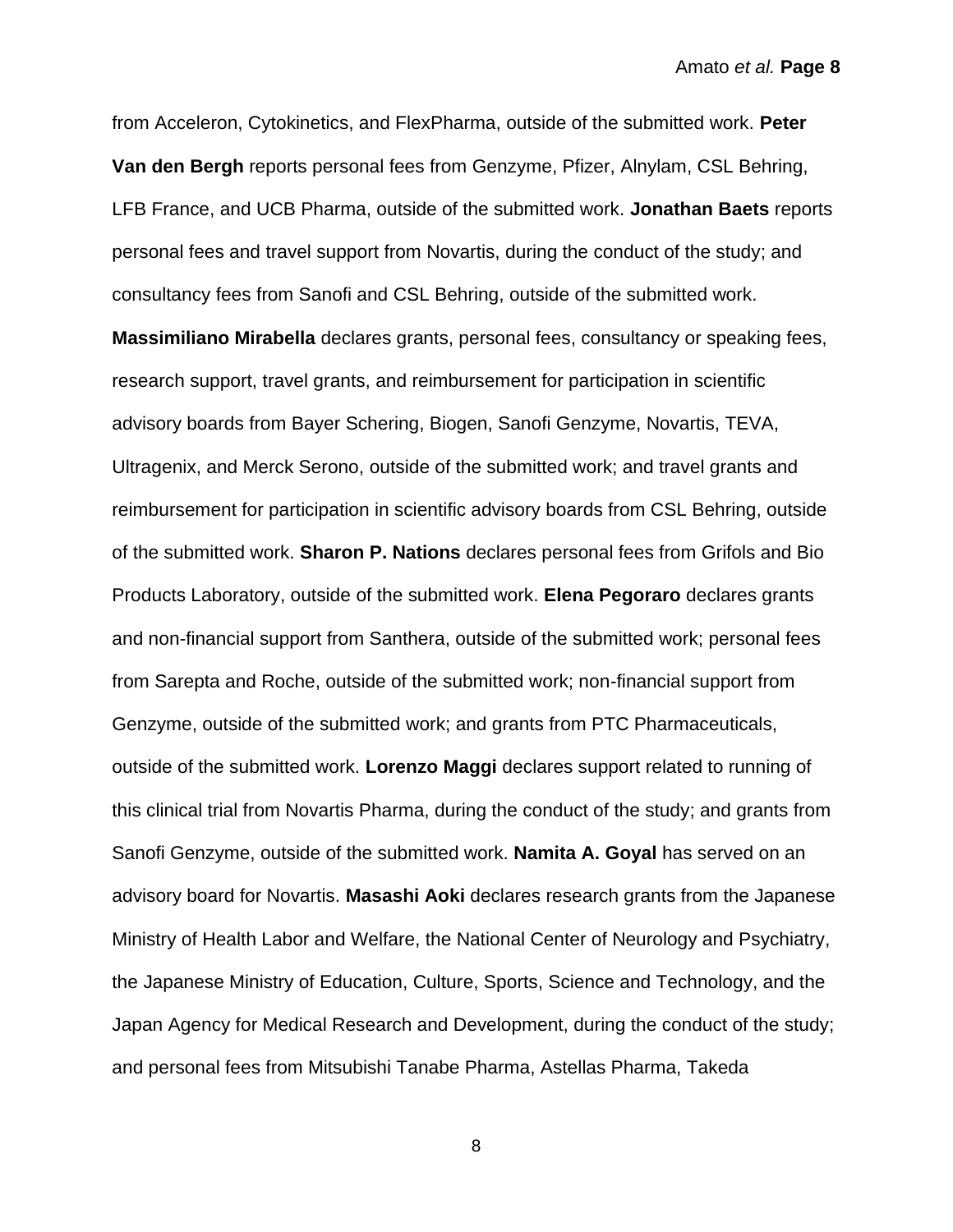from Acceleron, Cytokinetics, and FlexPharma, outside of the submitted work. **Peter Van den Bergh** reports personal fees from Genzyme, Pfizer, Alnylam, CSL Behring, LFB France, and UCB Pharma, outside of the submitted work. **Jonathan Baets** reports personal fees and travel support from Novartis, during the conduct of the study; and consultancy fees from Sanofi and CSL Behring, outside of the submitted work. **Massimiliano Mirabella** declares grants, personal fees, consultancy or speaking fees, research support, travel grants, and reimbursement for participation in scientific advisory boards from Bayer Schering, Biogen, Sanofi Genzyme, Novartis, TEVA, Ultragenix, and Merck Serono, outside of the submitted work; and travel grants and reimbursement for participation in scientific advisory boards from CSL Behring, outside of the submitted work. **Sharon P. Nations** declares personal fees from Grifols and Bio Products Laboratory, outside of the submitted work. **Elena Pegoraro** declares grants and non-financial support from Santhera, outside of the submitted work; personal fees from Sarepta and Roche, outside of the submitted work; non-financial support from Genzyme, outside of the submitted work; and grants from PTC Pharmaceuticals, outside of the submitted work. **Lorenzo Maggi** declares support related to running of this clinical trial from Novartis Pharma, during the conduct of the study; and grants from Sanofi Genzyme, outside of the submitted work. **Namita A. Goyal** has served on an advisory board for Novartis. **Masashi Aoki** declares research grants from the Japanese Ministry of Health Labor and Welfare, the National Center of Neurology and Psychiatry, the Japanese Ministry of Education, Culture, Sports, Science and Technology, and the Japan Agency for Medical Research and Development, during the conduct of the study; and personal fees from Mitsubishi Tanabe Pharma, Astellas Pharma, Takeda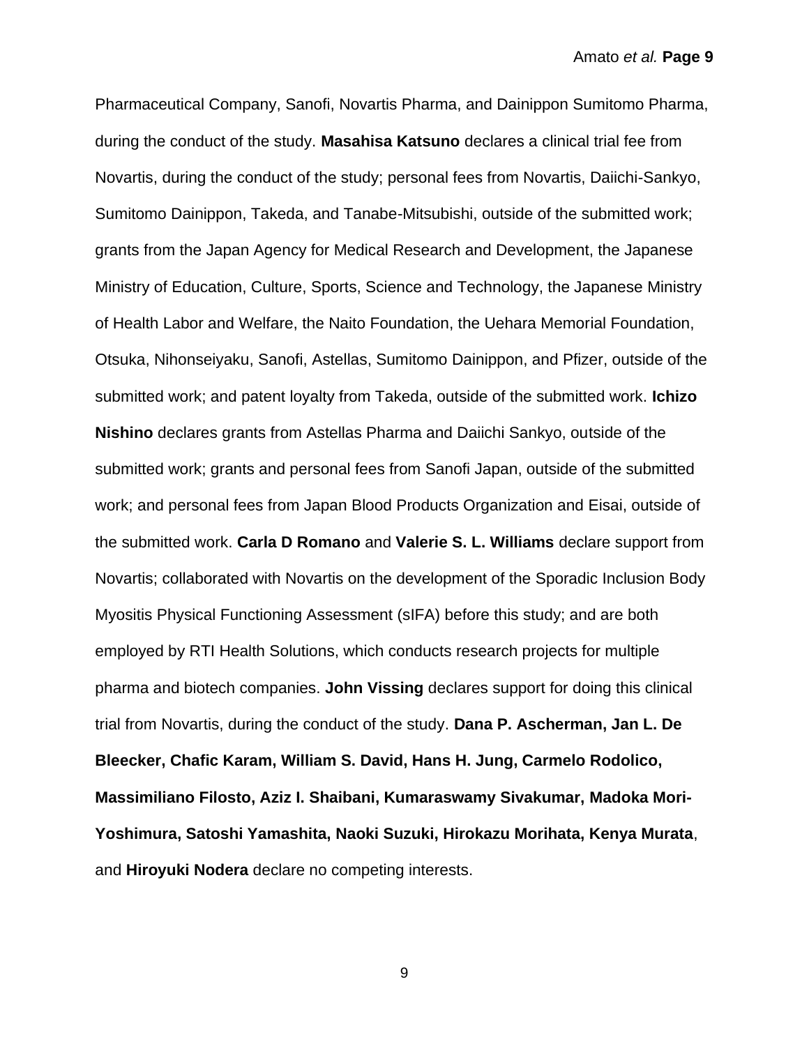Pharmaceutical Company, Sanofi, Novartis Pharma, and Dainippon Sumitomo Pharma, during the conduct of the study. **Masahisa Katsuno** declares a clinical trial fee from Novartis, during the conduct of the study; personal fees from Novartis, Daiichi-Sankyo, Sumitomo Dainippon, Takeda, and Tanabe-Mitsubishi, outside of the submitted work; grants from the Japan Agency for Medical Research and Development, the Japanese Ministry of Education, Culture, Sports, Science and Technology, the Japanese Ministry of Health Labor and Welfare, the Naito Foundation, the Uehara Memorial Foundation, Otsuka, Nihonseiyaku, Sanofi, Astellas, Sumitomo Dainippon, and Pfizer, outside of the submitted work; and patent loyalty from Takeda, outside of the submitted work. **Ichizo Nishino** declares grants from Astellas Pharma and Daiichi Sankyo, outside of the submitted work; grants and personal fees from Sanofi Japan, outside of the submitted work; and personal fees from Japan Blood Products Organization and Eisai, outside of the submitted work. **Carla D Romano** and **Valerie S. L. Williams** declare support from Novartis; collaborated with Novartis on the development of the Sporadic Inclusion Body Myositis Physical Functioning Assessment (sIFA) before this study; and are both employed by RTI Health Solutions, which conducts research projects for multiple pharma and biotech companies. **John Vissing** declares support for doing this clinical trial from Novartis, during the conduct of the study. **Dana P. Ascherman, Jan L. De Bleecker, Chafic Karam, William S. David, Hans H. Jung, Carmelo Rodolico, Massimiliano Filosto, Aziz I. Shaibani, Kumaraswamy Sivakumar, Madoka Mori-Yoshimura, Satoshi Yamashita, Naoki Suzuki, Hirokazu Morihata, Kenya Murata**, and **Hiroyuki Nodera** declare no competing interests.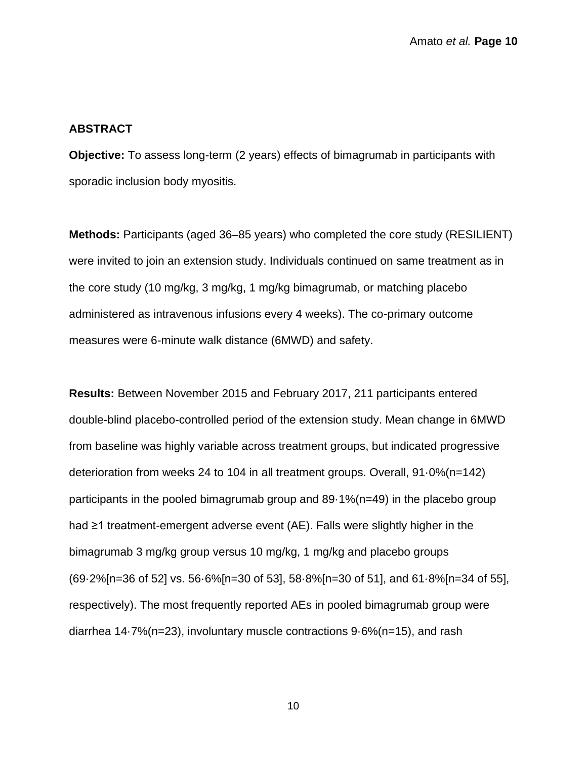## ABSTRACT

**Objective:** To assess long-term (2 years) effects of bimagrumab in participants with sporadic inclusion body myositis.

**Methods:** Participants (aged 36–85 years) who completed the core study (RESILIENT) were invited to join an extension study. Individuals continued on same treatment as in the core study (10 mg/kg, 3 mg/kg, 1 mg/kg bimagrumab, or matching placebo administered as intravenous infusions every 4 weeks). The co-primary outcome measures were 6-minute walk distance (6MWD) and safety.

**Results:** Between November 2015 and February 2017, 211 participants entered double-blind placebo-controlled period of the extension study. Mean change in 6MWD from baseline was highly variable across treatment groups, but indicated progressive deterioration from weeks 24 to 104 in all treatment groups. Overall, 91·0%(n=142) participants in the pooled bimagrumab group and 89·1%(n=49) in the placebo group had ≥1 treatment-emergent adverse event (AE). Falls were slightly higher in the bimagrumab 3 mg/kg group versus 10 mg/kg, 1 mg/kg and placebo groups (69·2%[n=36 of 52] vs. 56·6%[n=30 of 53], 58·8%[n=30 of 51], and 61·8%[n=34 of 55], respectively). The most frequently reported AEs in pooled bimagrumab group were diarrhea 14·7%(n=23), involuntary muscle contractions 9·6%(n=15), and rash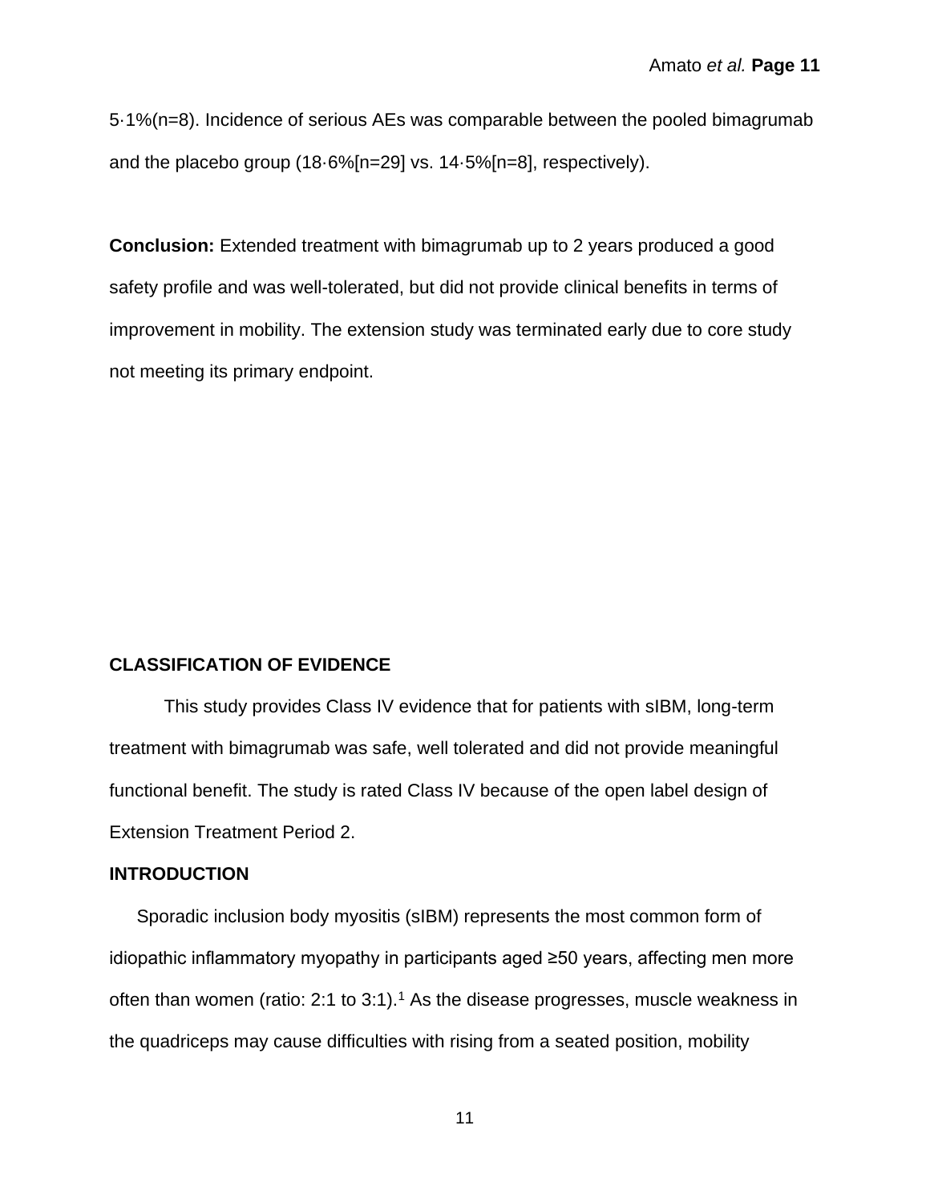5·1%(n=8). Incidence of serious AEs was comparable between the pooled bimagrumab and the placebo group (18·6%[n=29] vs. 14·5%[n=8], respectively).

**Conclusion:** Extended treatment with bimagrumab up to 2 years produced a good safety profile and was well-tolerated, but did not provide clinical benefits in terms of improvement in mobility. The extension study was terminated early due to core study not meeting its primary endpoint.

## CLASSIFICATION OF EVIDENCE

This study provides Class IV evidence that for patients with sIBM, long-term treatment with bimagrumab was safe, well tolerated and did not provide meaningful functional benefit. The study is rated Class IV because of the open label design of Extension Treatment Period 2.

## INTRODUCTION

Sporadic inclusion body myositis (sIBM) represents the most common form of idiopathic inflammatory myopathy in participants aged ≥50 years, affecting men more often than women (ratio: 2:1 to 3:1).[1] As the disease progresses, muscle weakness in the quadriceps may cause difficulties with rising from a seated position, mobility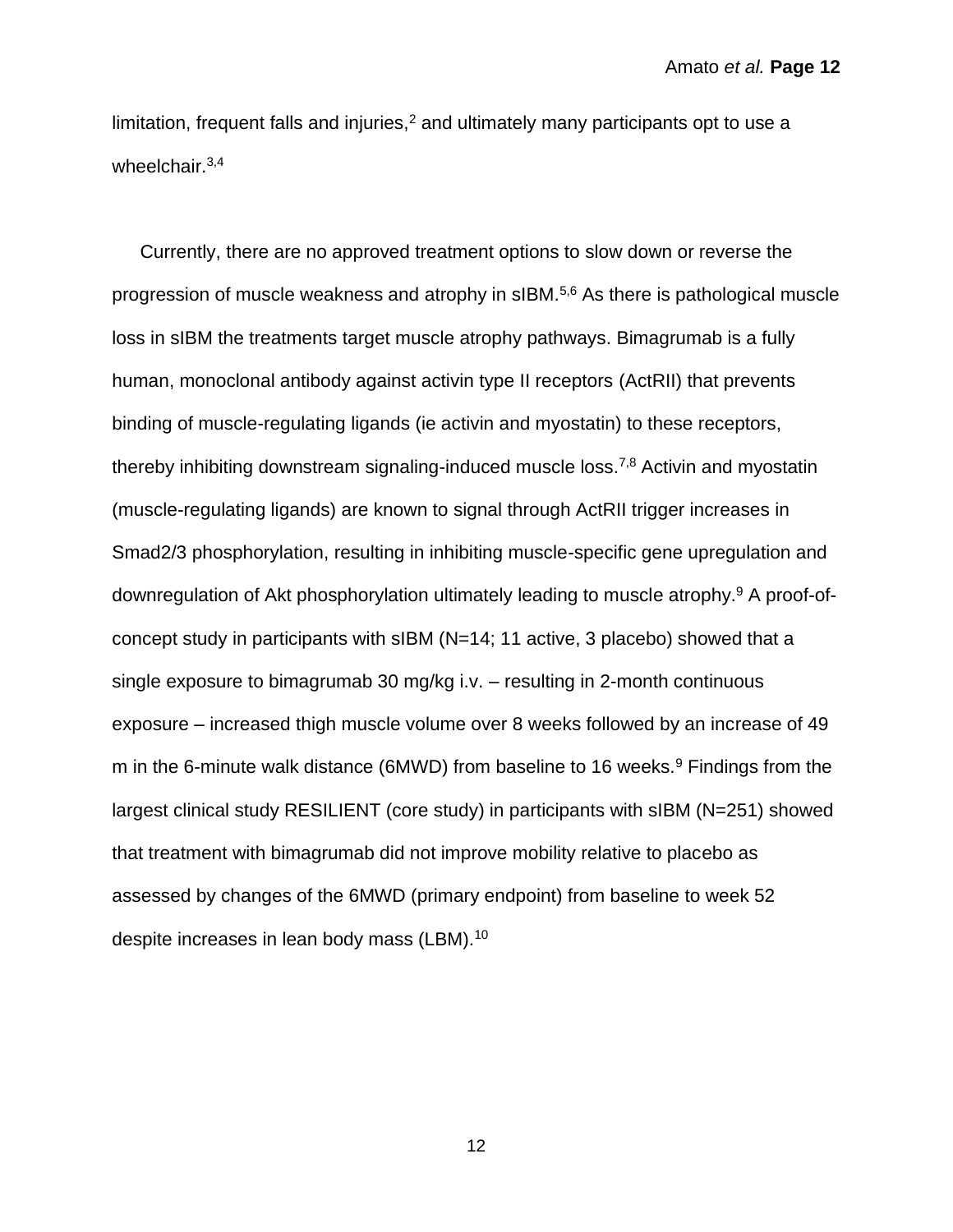limitation, frequent falls and injuries,[2] and ultimately many participants opt to use a wheelchair.[3,4]

Currently, there are no approved treatment options to slow down or reverse the progression of muscle weakness and atrophy in sIBM.[5,6] As there is pathological muscle loss in sIBM the treatments target muscle atrophy pathways. Bimagrumab is a fully human, monoclonal antibody against activin type II receptors (ActRII) that prevents binding of muscle-regulating ligands (ie activin and myostatin) to these receptors, thereby inhibiting downstream signaling-induced muscle loss.[7,8] Activin and myostatin (muscle-regulating ligands) are known to signal through ActRII trigger increases in Smad2/3 phosphorylation, resulting in inhibiting muscle-specific gene upregulation and downregulation of Akt phosphorylation ultimately leading to muscle atrophy.[9] A proof-of-concept study in participants with sIBM (N=14; 11 active, 3 placebo) showed that a single exposure to bimagrumab 30 mg/kg i.v. – resulting in 2-month continuous exposure – increased thigh muscle volume over 8 weeks followed by an increase of 49 m in the 6-minute walk distance (6MWD) from baseline to 16 weeks.[9] Findings from the largest clinical study RESILIENT (core study) in participants with sIBM (N=251) showed that treatment with bimagrumab did not improve mobility relative to placebo as assessed by changes of the 6MWD (primary endpoint) from baseline to week 52 despite increases in lean body mass (LBM).[10]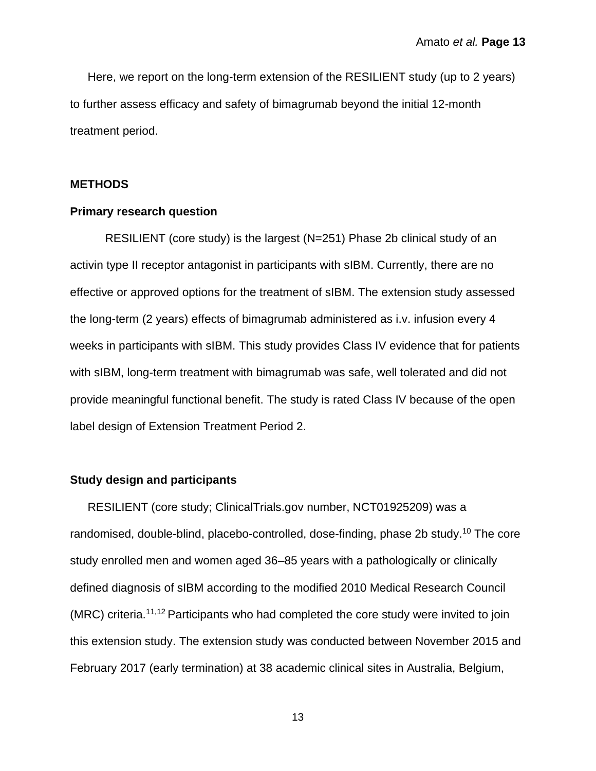Here, we report on the long-term extension of the RESILIENT study (up to 2 years) to further assess efficacy and safety of bimagrumab beyond the initial 12-month treatment period.

## METHODS

### Primary research question

RESILIENT (core study) is the largest (N=251) Phase 2b clinical study of an activin type II receptor antagonist in participants with sIBM. Currently, there are no effective or approved options for the treatment of sIBM. The extension study assessed the long-term (2 years) effects of bimagrumab administered as i.v. infusion every 4 weeks in participants with sIBM. This study provides Class IV evidence that for patients with sIBM, long-term treatment with bimagrumab was safe, well tolerated and did not provide meaningful functional benefit. The study is rated Class IV because of the open label design of Extension Treatment Period 2.

### Study design and participants

RESILIENT (core study; ClinicalTrials.gov number, NCT01925209) was a randomised, double-blind, placebo-controlled, dose-finding, phase 2b study.[10] The core study enrolled men and women aged 36–85 years with a pathologically or clinically defined diagnosis of sIBM according to the modified 2010 Medical Research Council (MRC) criteria.[11,12] Participants who had completed the core study were invited to join this extension study. The extension study was conducted between November 2015 and February 2017 (early termination) at 38 academic clinical sites in Australia, Belgium,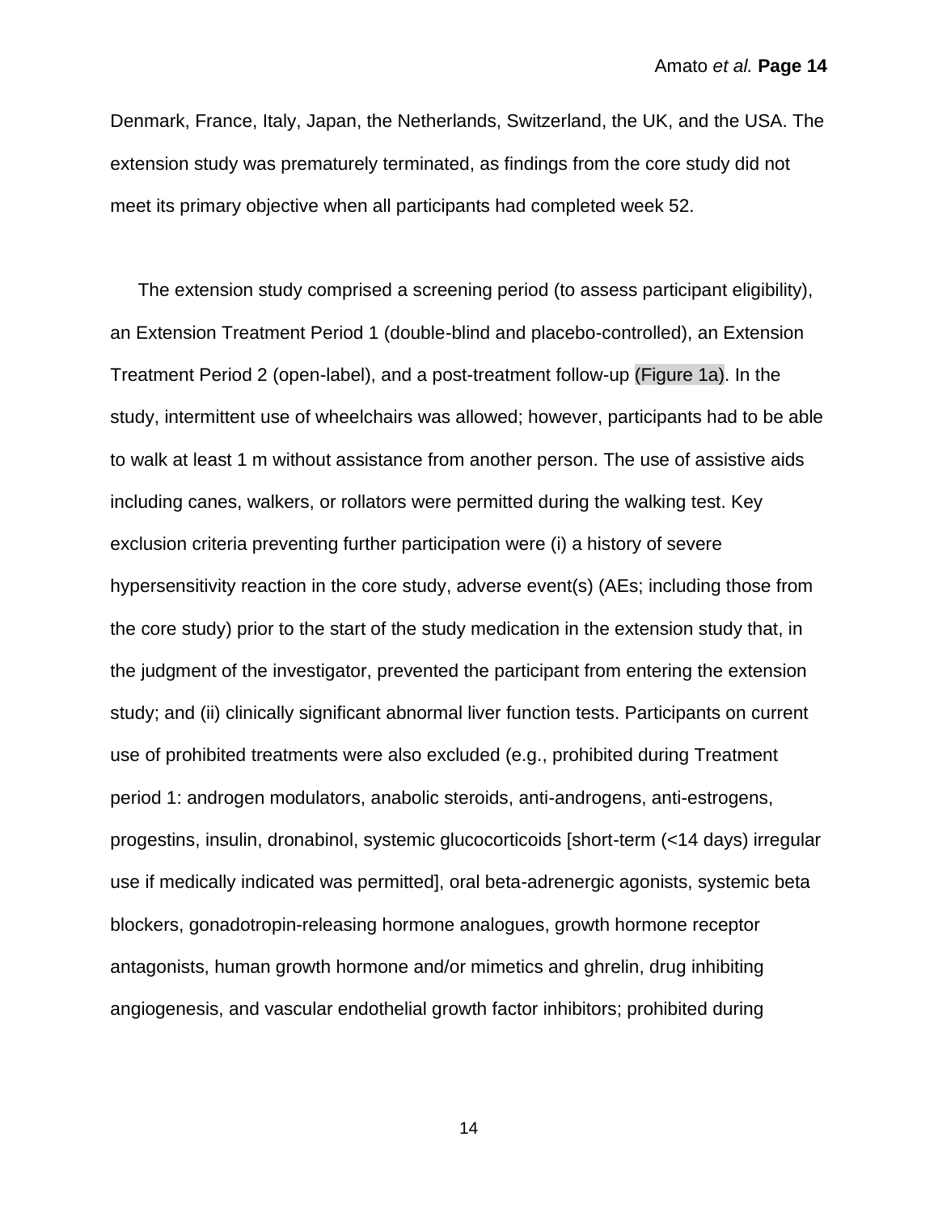Denmark, France, Italy, Japan, the Netherlands, Switzerland, the UK, and the USA. The extension study was prematurely terminated, as findings from the core study did not meet its primary objective when all participants had completed week 52.

The extension study comprised a screening period (to assess participant eligibility), an Extension Treatment Period 1 (double-blind and placebo-controlled), an Extension Treatment Period 2 (open-label), and a post-treatment follow-up (Figure 1a). In the study, intermittent use of wheelchairs was allowed; however, participants had to be able to walk at least 1 m without assistance from another person. The use of assistive aids including canes, walkers, or rollators were permitted during the walking test. Key exclusion criteria preventing further participation were (i) a history of severe hypersensitivity reaction in the core study, adverse event(s) (AEs; including those from the core study) prior to the start of the study medication in the extension study that, in the judgment of the investigator, prevented the participant from entering the extension study; and (ii) clinically significant abnormal liver function tests. Participants on current use of prohibited treatments were also excluded (e.g., prohibited during Treatment period 1: androgen modulators, anabolic steroids, anti-androgens, anti-estrogens, progestins, insulin, dronabinol, systemic glucocorticoids [short-term (<14 days) irregular use if medically indicated was permitted], oral beta-adrenergic agonists, systemic beta blockers, gonadotropin-releasing hormone analogues, growth hormone receptor antagonists, human growth hormone and/or mimetics and ghrelin, drug inhibiting angiogenesis, and vascular endothelial growth factor inhibitors; prohibited during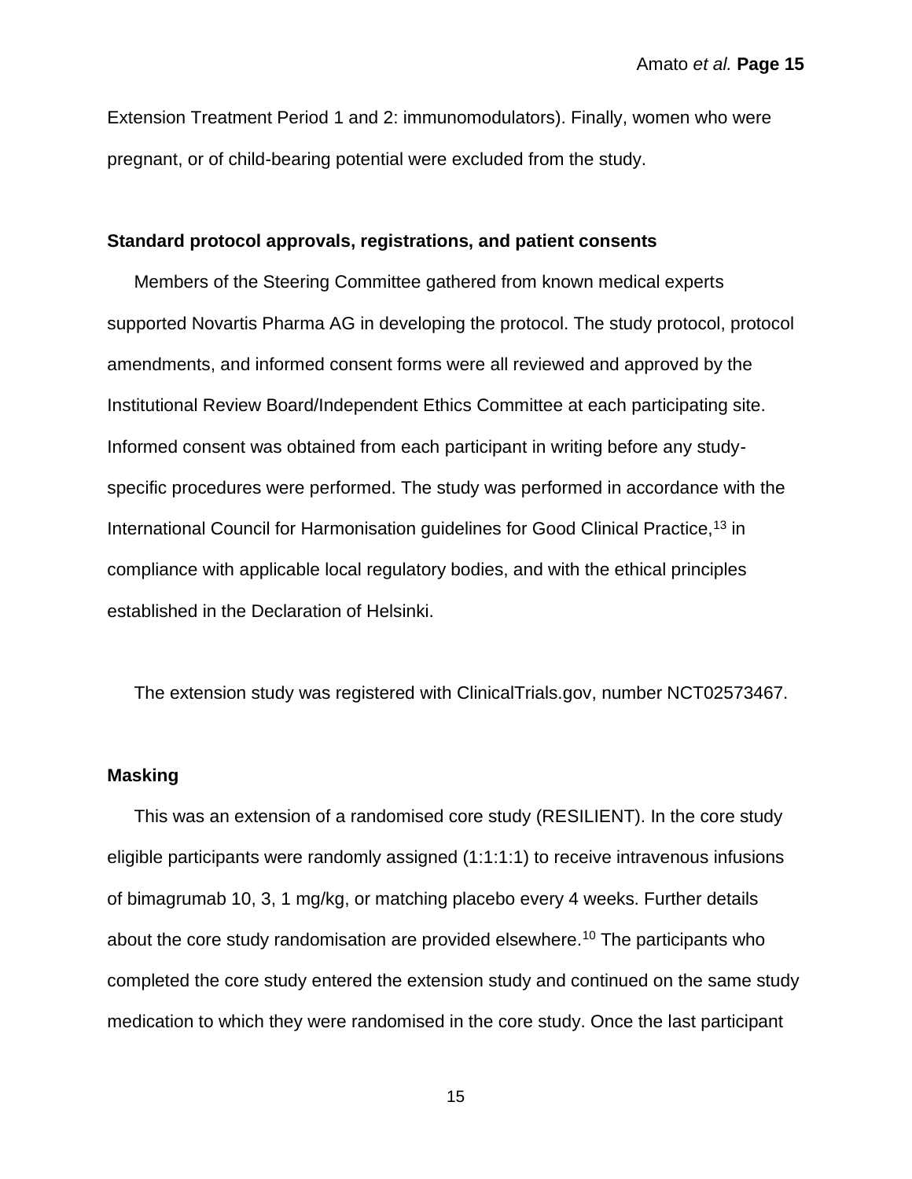Extension Treatment Period 1 and 2: immunomodulators). Finally, women who were pregnant, or of child-bearing potential were excluded from the study.

### Standard protocol approvals, registrations, and patient consents

Members of the Steering Committee gathered from known medical experts supported Novartis Pharma AG in developing the protocol. The study protocol, protocol amendments, and informed consent forms were all reviewed and approved by the Institutional Review Board/Independent Ethics Committee at each participating site. Informed consent was obtained from each participant in writing before any study-specific procedures were performed. The study was performed in accordance with the International Council for Harmonisation guidelines for Good Clinical Practice,[13] in compliance with applicable local regulatory bodies, and with the ethical principles established in the Declaration of Helsinki.

The extension study was registered with ClinicalTrials.gov, number NCT02573467.

### Masking

This was an extension of a randomised core study (RESILIENT). In the core study eligible participants were randomly assigned (1:1:1:1) to receive intravenous infusions of bimagrumab 10, 3, 1 mg/kg, or matching placebo every 4 weeks. Further details about the core study randomisation are provided elsewhere.[10] The participants who completed the core study entered the extension study and continued on the same study medication to which they were randomised in the core study. Once the last participant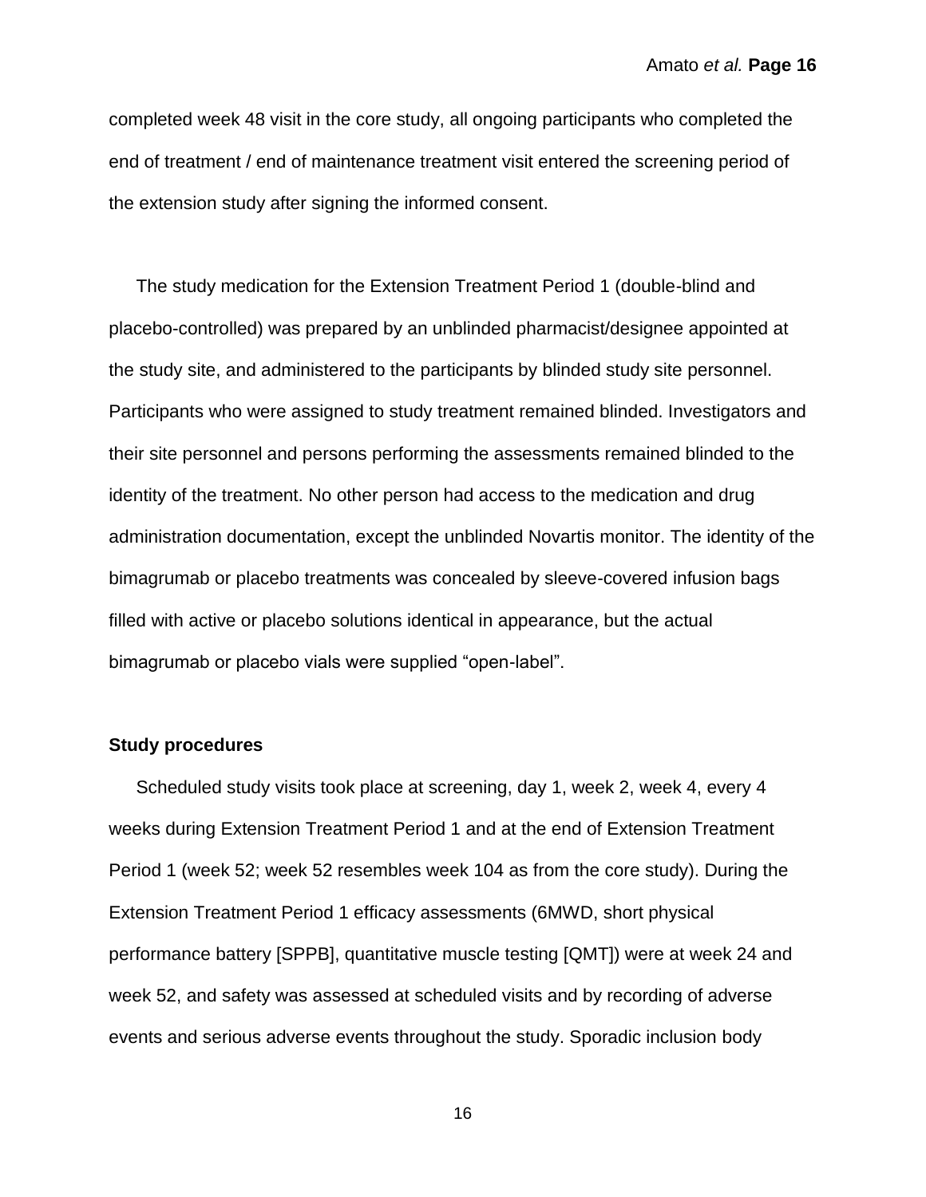completed week 48 visit in the core study, all ongoing participants who completed the end of treatment / end of maintenance treatment visit entered the screening period of the extension study after signing the informed consent.

The study medication for the Extension Treatment Period 1 (double-blind and placebo-controlled) was prepared by an unblinded pharmacist/designee appointed at the study site, and administered to the participants by blinded study site personnel. Participants who were assigned to study treatment remained blinded. Investigators and their site personnel and persons performing the assessments remained blinded to the identity of the treatment. No other person had access to the medication and drug administration documentation, except the unblinded Novartis monitor. The identity of the bimagrumab or placebo treatments was concealed by sleeve-covered infusion bags filled with active or placebo solutions identical in appearance, but the actual bimagrumab or placebo vials were supplied “open-label”.

**Study procedures**

Scheduled study visits took place at screening, day 1, week 2, week 4, every 4 weeks during Extension Treatment Period 1 and at the end of Extension Treatment Period 1 (week 52; week 52 resembles week 104 as from the core study). During the Extension Treatment Period 1 efficacy assessments (6MWD, short physical performance battery [SPPB], quantitative muscle testing [QMT]) were at week 24 and week 52, and safety was assessed at scheduled visits and by recording of adverse events and serious adverse events throughout the study. Sporadic inclusion body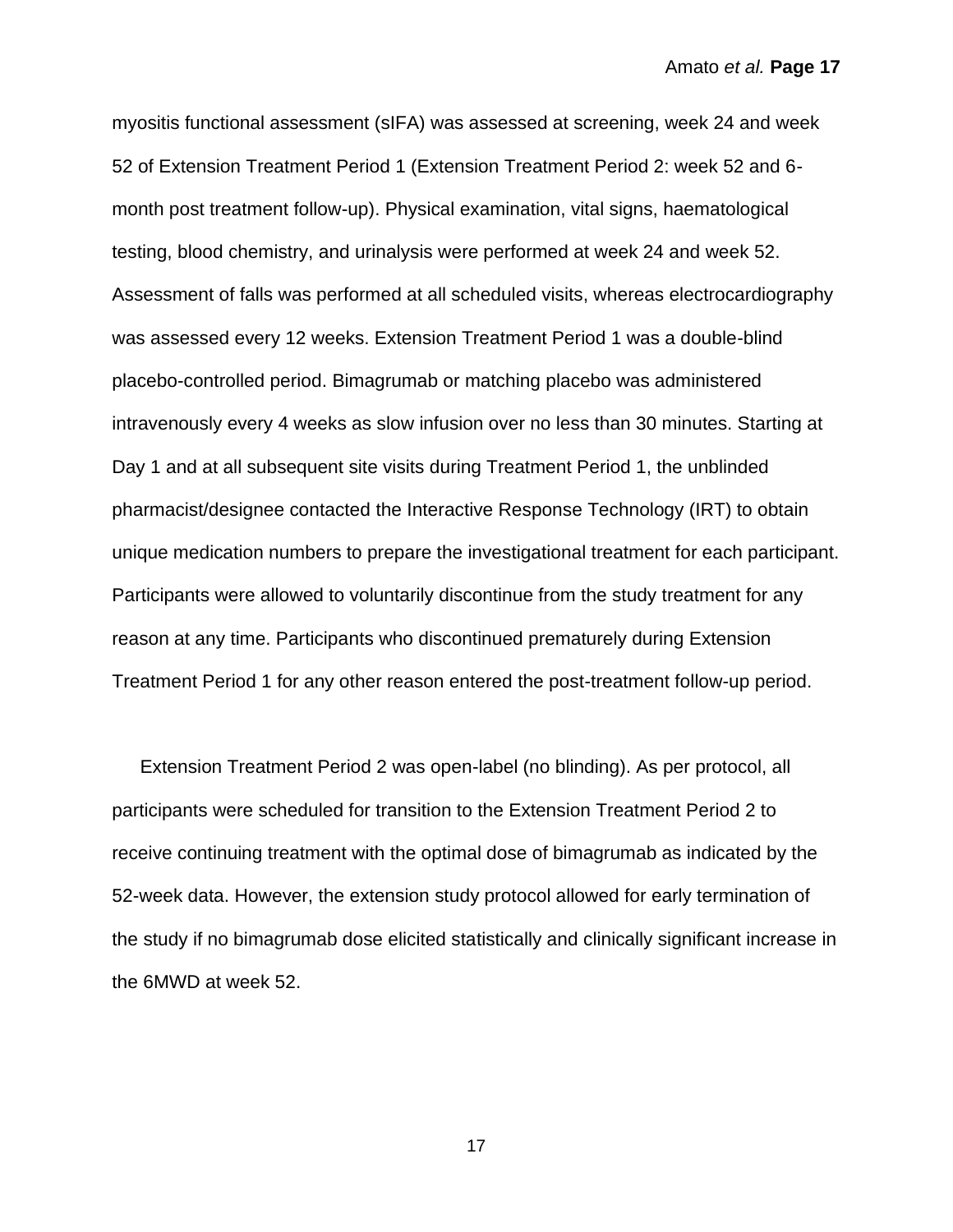myositis functional assessment (sIFA) was assessed at screening, week 24 and week 52 of Extension Treatment Period 1 (Extension Treatment Period 2: week 52 and 6-month post treatment follow-up). Physical examination, vital signs, haematological testing, blood chemistry, and urinalysis were performed at week 24 and week 52. Assessment of falls was performed at all scheduled visits, whereas electrocardiography was assessed every 12 weeks. Extension Treatment Period 1 was a double-blind placebo-controlled period. Bimagrumab or matching placebo was administered intravenously every 4 weeks as slow infusion over no less than 30 minutes. Starting at Day 1 and at all subsequent site visits during Treatment Period 1, the unblinded pharmacist/designee contacted the Interactive Response Technology (IRT) to obtain unique medication numbers to prepare the investigational treatment for each participant. Participants were allowed to voluntarily discontinue from the study treatment for any reason at any time. Participants who discontinued prematurely during Extension Treatment Period 1 for any other reason entered the post-treatment follow-up period.

Extension Treatment Period 2 was open-label (no blinding). As per protocol, all participants were scheduled for transition to the Extension Treatment Period 2 to receive continuing treatment with the optimal dose of bimagrumab as indicated by the 52-week data. However, the extension study protocol allowed for early termination of the study if no bimagrumab dose elicited statistically and clinically significant increase in the 6MWD at week 52.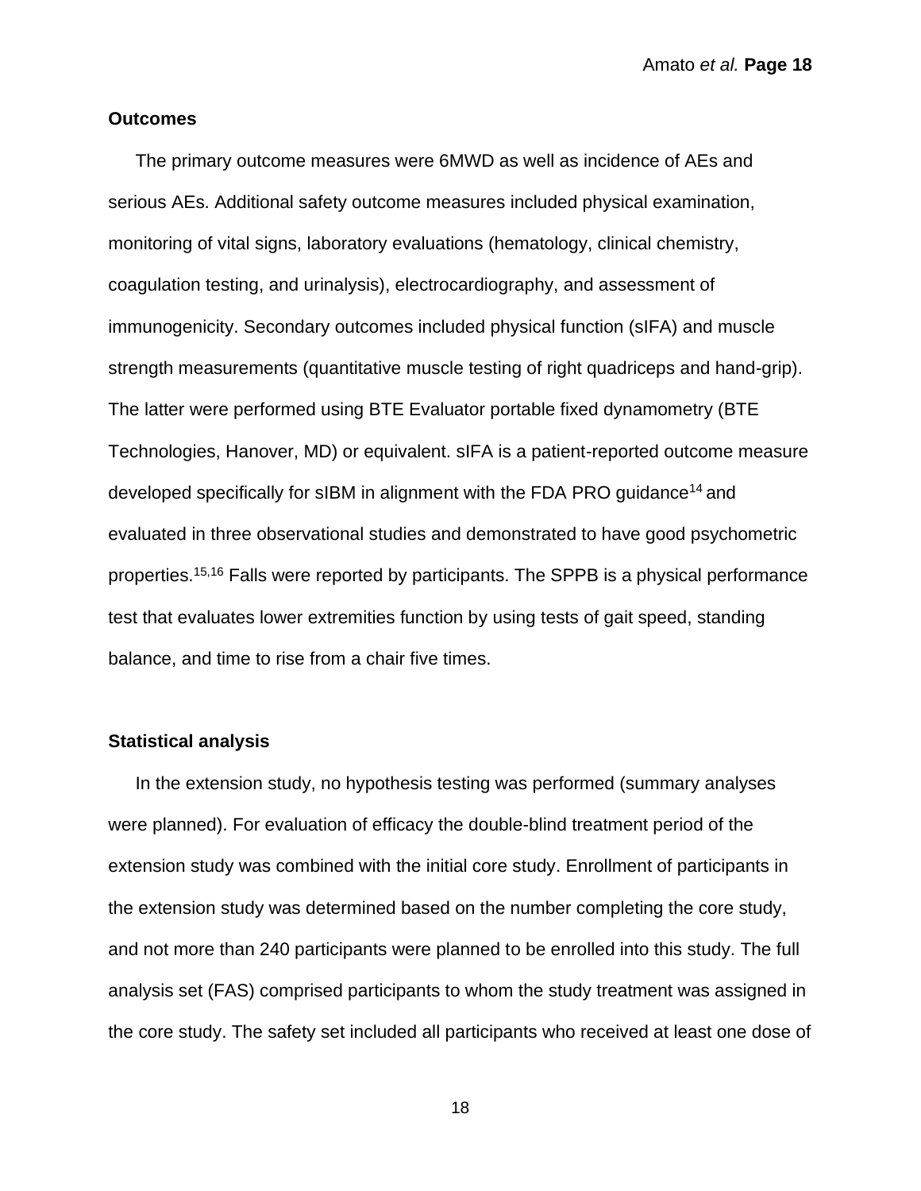## Outcomes

The primary outcome measures were 6MWD as well as incidence of AEs and serious AEs. Additional safety outcome measures included physical examination, monitoring of vital signs, laboratory evaluations (hematology, clinical chemistry, coagulation testing, and urinalysis), electrocardiography, and assessment of immunogenicity. Secondary outcomes included physical function (sIFA) and muscle strength measurements (quantitative muscle testing of right quadriceps and hand-grip). The latter were performed using BTE Evaluator portable fixed dynamometry (BTE Technologies, Hanover, MD) or equivalent. sIFA is a patient-reported outcome measure developed specifically for sIBM in alignment with the FDA PRO guidance[14] and evaluated in three observational studies and demonstrated to have good psychometric properties.[15,16] Falls were reported by participants. The SPPB is a physical performance test that evaluates lower extremities function by using tests of gait speed, standing balance, and time to rise from a chair five times.

## Statistical analysis

In the extension study, no hypothesis testing was performed (summary analyses were planned). For evaluation of efficacy the double-blind treatment period of the extension study was combined with the initial core study. Enrollment of participants in the extension study was determined based on the number completing the core study, and not more than 240 participants were planned to be enrolled into this study. The full analysis set (FAS) comprised participants to whom the study treatment was assigned in the core study. The safety set included all participants who received at least one dose of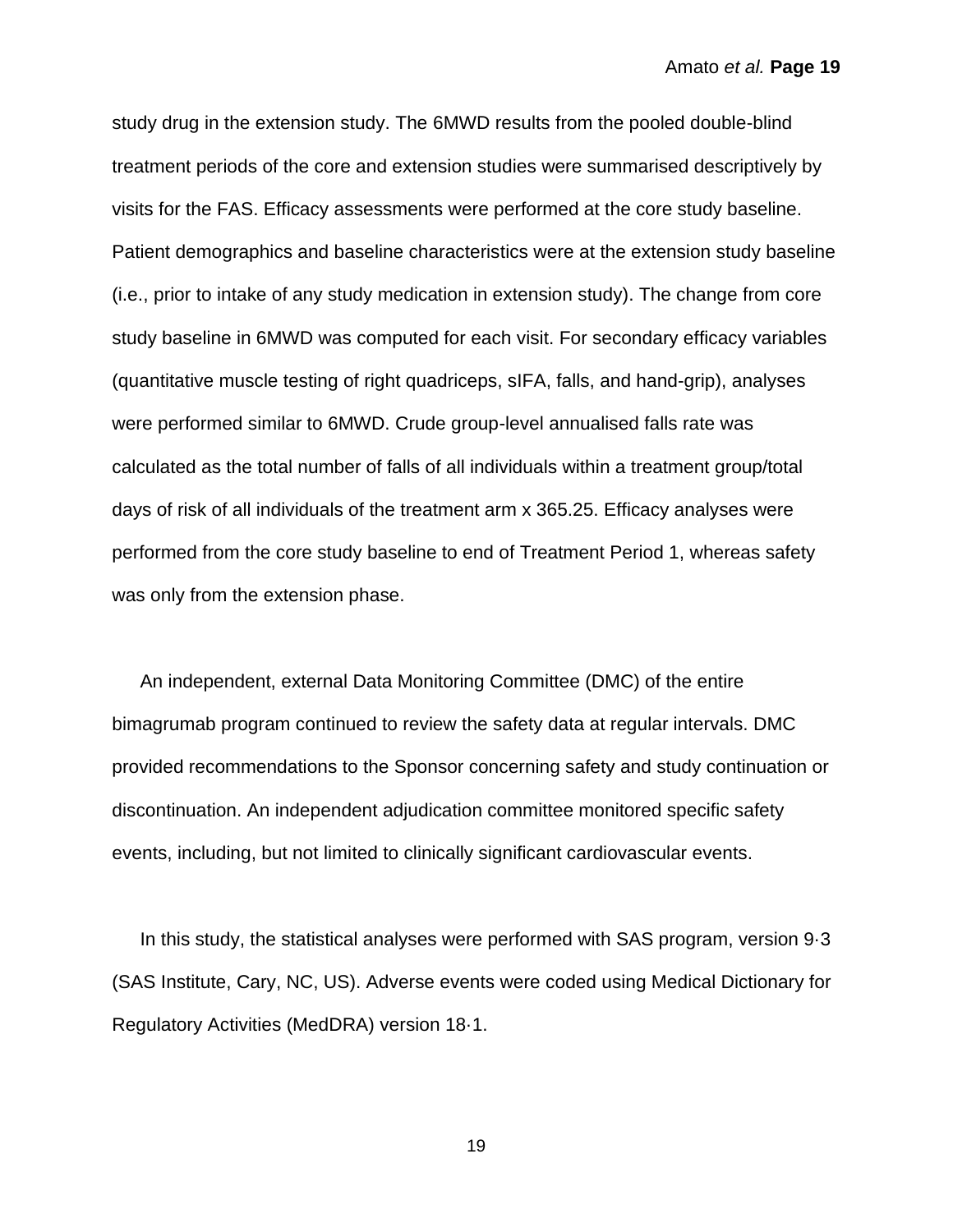study drug in the extension study. The 6MWD results from the pooled double-blind treatment periods of the core and extension studies were summarised descriptively by visits for the FAS. Efficacy assessments were performed at the core study baseline. Patient demographics and baseline characteristics were at the extension study baseline (i.e., prior to intake of any study medication in extension study). The change from core study baseline in 6MWD was computed for each visit. For secondary efficacy variables (quantitative muscle testing of right quadriceps, sIFA, falls, and hand-grip), analyses were performed similar to 6MWD. Crude group-level annualised falls rate was calculated as the total number of falls of all individuals within a treatment group/total days of risk of all individuals of the treatment arm x 365.25. Efficacy analyses were performed from the core study baseline to end of Treatment Period 1, whereas safety was only from the extension phase.

An independent, external Data Monitoring Committee (DMC) of the entire bimagrumab program continued to review the safety data at regular intervals. DMC provided recommendations to the Sponsor concerning safety and study continuation or discontinuation. An independent adjudication committee monitored specific safety events, including, but not limited to clinically significant cardiovascular events.

In this study, the statistical analyses were performed with SAS program, version 9·3 (SAS Institute, Cary, NC, US). Adverse events were coded using Medical Dictionary for Regulatory Activities (MedDRA) version 18·1.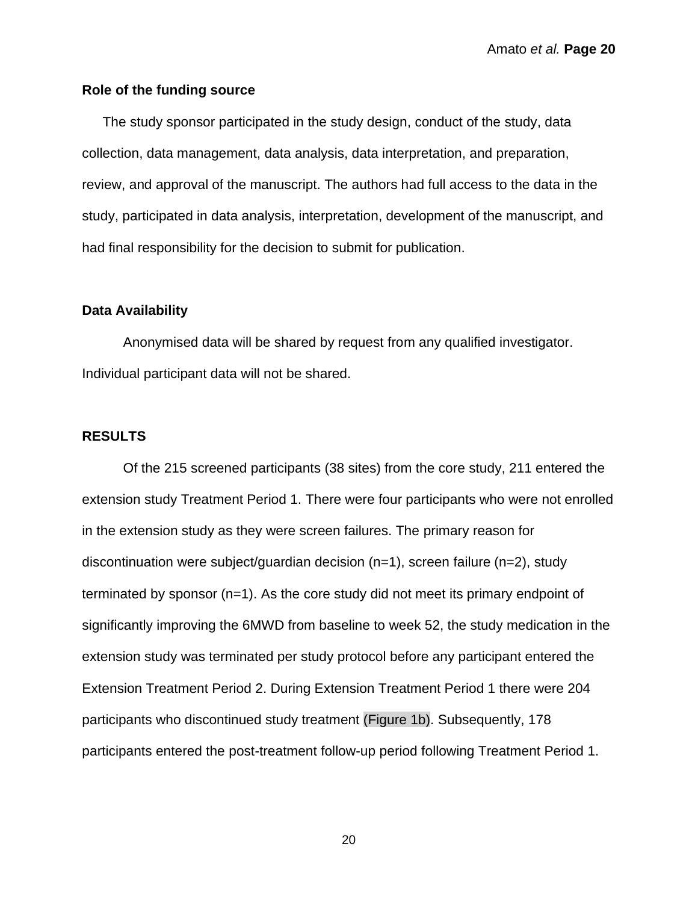### Role of the funding source

The study sponsor participated in the study design, conduct of the study, data collection, data management, data analysis, data interpretation, and preparation, review, and approval of the manuscript. The authors had full access to the data in the study, participated in data analysis, interpretation, development of the manuscript, and had final responsibility for the decision to submit for publication.

### Data Availability

Anonymised data will be shared by request from any qualified investigator. Individual participant data will not be shared.

## RESULTS

Of the 215 screened participants (38 sites) from the core study, 211 entered the extension study Treatment Period 1. There were four participants who were not enrolled in the extension study as they were screen failures. The primary reason for discontinuation were subject/guardian decision (n=1), screen failure (n=2), study terminated by sponsor (n=1). As the core study did not meet its primary endpoint of significantly improving the 6MWD from baseline to week 52, the study medication in the extension study was terminated per study protocol before any participant entered the Extension Treatment Period 2. During Extension Treatment Period 1 there were 204 participants who discontinued study treatment (Figure 1b). Subsequently, 178 participants entered the post-treatment follow-up period following Treatment Period 1.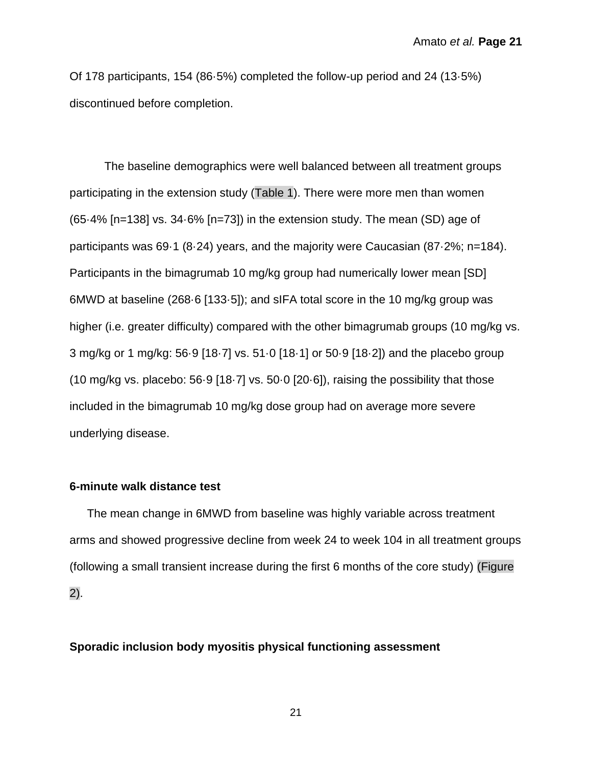Of 178 participants, 154 (86·5%) completed the follow-up period and 24 (13·5%) discontinued before completion.

The baseline demographics were well balanced between all treatment groups participating in the extension study (Table 1). There were more men than women (65·4% [n=138] vs. 34·6% [n=73]) in the extension study. The mean (SD) age of participants was 69·1 (8·24) years, and the majority were Caucasian (87·2%; n=184). Participants in the bimagrumab 10 mg/kg group had numerically lower mean [SD] 6MWD at baseline (268·6 [133·5]); and sIFA total score in the 10 mg/kg group was higher (i.e. greater difficulty) compared with the other bimagrumab groups (10 mg/kg vs. 3 mg/kg or 1 mg/kg: 56·9 [18·7] vs. 51·0 [18·1] or 50·9 [18·2]) and the placebo group (10 mg/kg vs. placebo: 56·9 [18·7] vs. 50·0 [20·6]), raising the possibility that those included in the bimagrumab 10 mg/kg dose group had on average more severe underlying disease.

**6-minute walk distance test**

The mean change in 6MWD from baseline was highly variable across treatment arms and showed progressive decline from week 24 to week 104 in all treatment groups (following a small transient increase during the first 6 months of the core study) (Figure 2).

**Sporadic inclusion body myositis physical functioning assessment**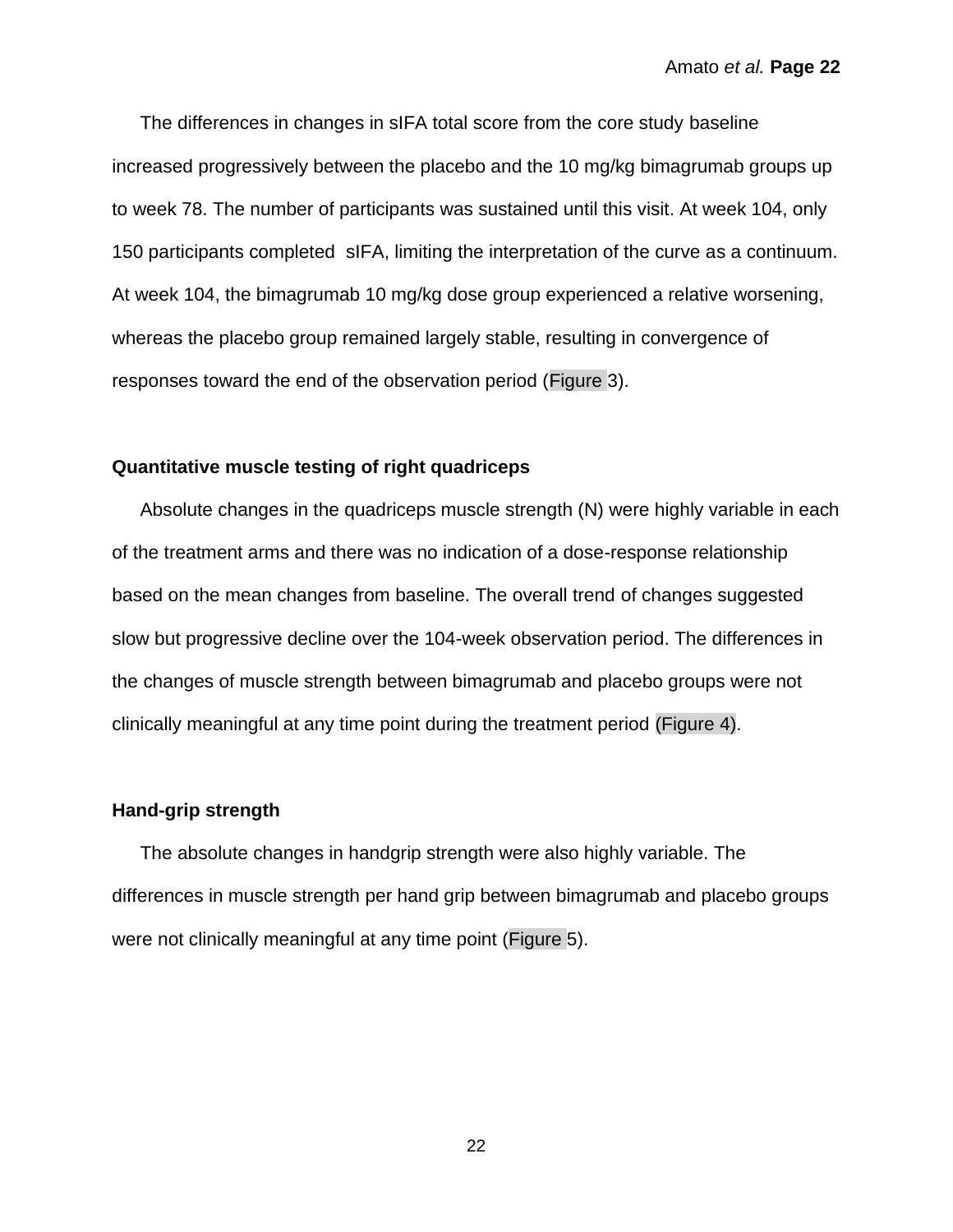The differences in changes in sIFA total score from the core study baseline increased progressively between the placebo and the 10 mg/kg bimagrumab groups up to week 78. The number of participants was sustained until this visit. At week 104, only 150 participants completed sIFA, limiting the interpretation of the curve as a continuum. At week 104, the bimagrumab 10 mg/kg dose group experienced a relative worsening, whereas the placebo group remained largely stable, resulting in convergence of responses toward the end of the observation period (Figure 3).

**Quantitative muscle testing of right quadriceps**

Absolute changes in the quadriceps muscle strength (N) were highly variable in each of the treatment arms and there was no indication of a dose-response relationship based on the mean changes from baseline. The overall trend of changes suggested slow but progressive decline over the 104-week observation period. The differences in the changes of muscle strength between bimagrumab and placebo groups were not clinically meaningful at any time point during the treatment period (Figure 4).

**Hand-grip strength**

The absolute changes in handgrip strength were also highly variable. The differences in muscle strength per hand grip between bimagrumab and placebo groups were not clinically meaningful at any time point (Figure 5).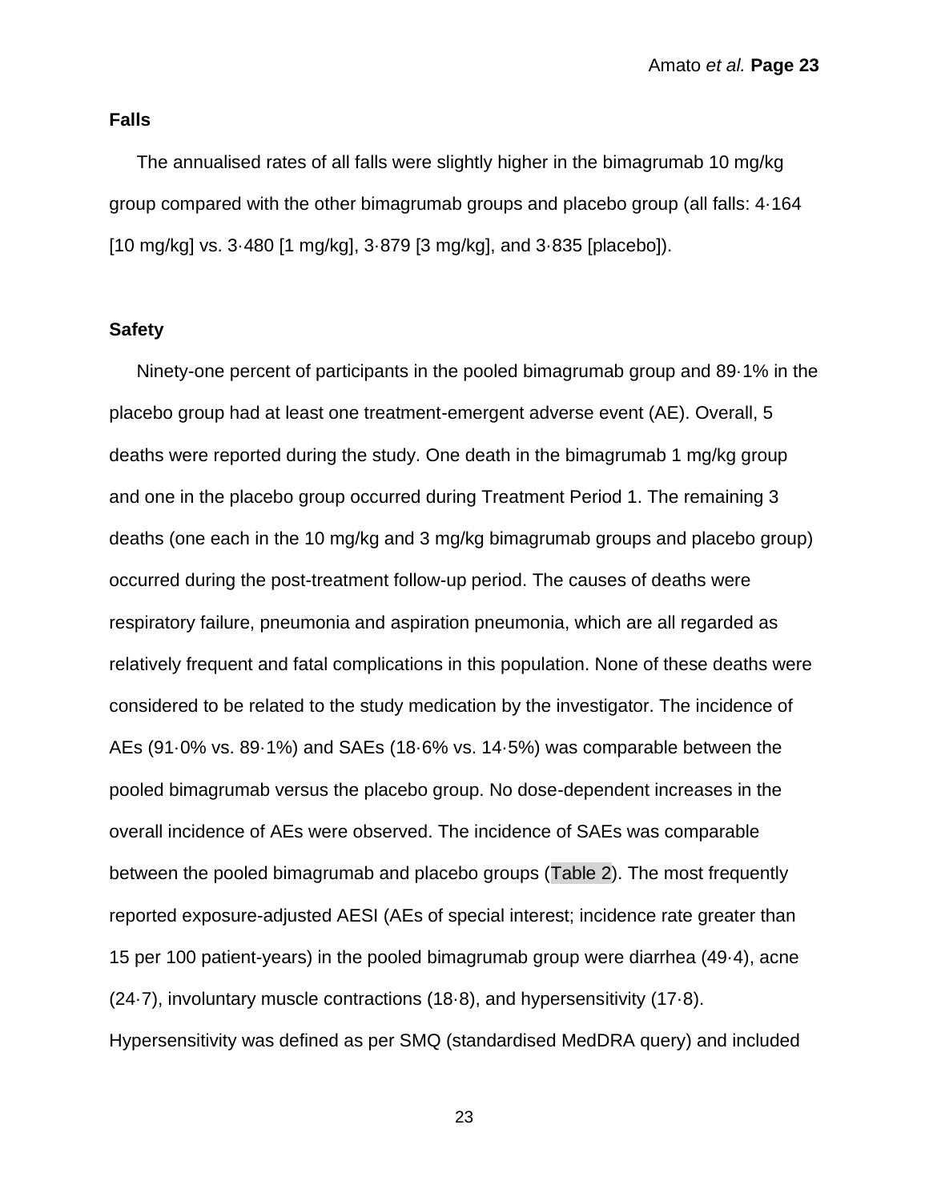### Falls

The annualised rates of all falls were slightly higher in the bimagrumab 10 mg/kg group compared with the other bimagrumab groups and placebo group (all falls: 4·164 [10 mg/kg] vs. 3·480 [1 mg/kg], 3·879 [3 mg/kg], and 3·835 [placebo]).

### Safety

Ninety-one percent of participants in the pooled bimagrumab group and 89·1% in the placebo group had at least one treatment-emergent adverse event (AE). Overall, 5 deaths were reported during the study. One death in the bimagrumab 1 mg/kg group and one in the placebo group occurred during Treatment Period 1. The remaining 3 deaths (one each in the 10 mg/kg and 3 mg/kg bimagrumab groups and placebo group) occurred during the post-treatment follow-up period. The causes of deaths were respiratory failure, pneumonia and aspiration pneumonia, which are all regarded as relatively frequent and fatal complications in this population. None of these deaths were considered to be related to the study medication by the investigator. The incidence of AEs (91·0% vs. 89·1%) and SAEs (18·6% vs. 14·5%) was comparable between the pooled bimagrumab versus the placebo group. No dose-dependent increases in the overall incidence of AEs were observed. The incidence of SAEs was comparable between the pooled bimagrumab and placebo groups (Table 2). The most frequently reported exposure-adjusted AESI (AEs of special interest; incidence rate greater than 15 per 100 patient-years) in the pooled bimagrumab group were diarrhea (49·4), acne (24·7), involuntary muscle contractions (18·8), and hypersensitivity (17·8). Hypersensitivity was defined as per SMQ (standardised MedDRA query) and included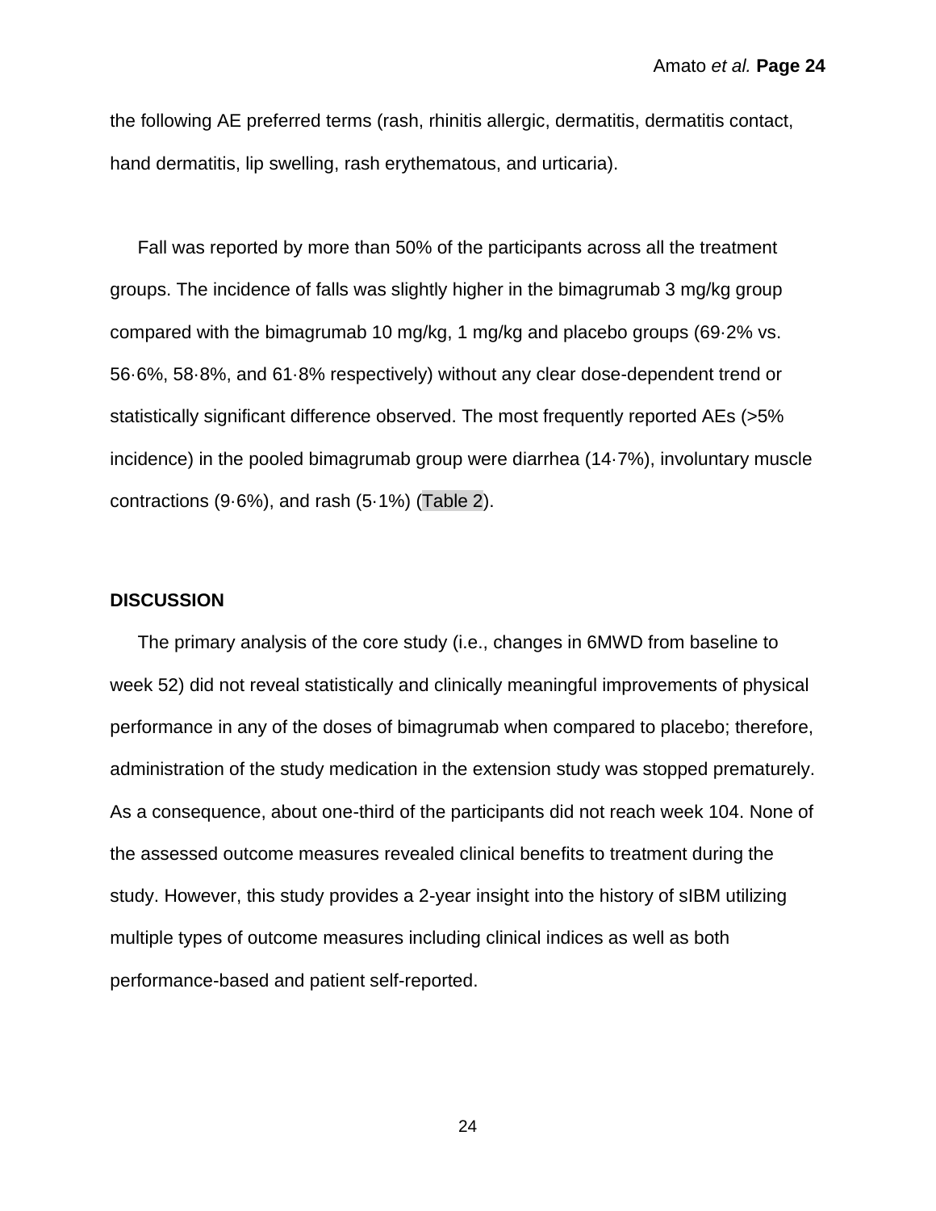the following AE preferred terms (rash, rhinitis allergic, dermatitis, dermatitis contact, hand dermatitis, lip swelling, rash erythematous, and urticaria).

Fall was reported by more than 50% of the participants across all the treatment groups. The incidence of falls was slightly higher in the bimagrumab 3 mg/kg group compared with the bimagrumab 10 mg/kg, 1 mg/kg and placebo groups (69·2% vs. 56·6%, 58·8%, and 61·8% respectively) without any clear dose-dependent trend or statistically significant difference observed. The most frequently reported AEs (>5% incidence) in the pooled bimagrumab group were diarrhea (14·7%), involuntary muscle contractions (9·6%), and rash (5·1%) (Table 2).

## DISCUSSION

The primary analysis of the core study (i.e., changes in 6MWD from baseline to week 52) did not reveal statistically and clinically meaningful improvements of physical performance in any of the doses of bimagrumab when compared to placebo; therefore, administration of the study medication in the extension study was stopped prematurely. As a consequence, about one-third of the participants did not reach week 104. None of the assessed outcome measures revealed clinical benefits to treatment during the study. However, this study provides a 2-year insight into the history of sIBM utilizing multiple types of outcome measures including clinical indices as well as both performance-based and patient self-reported.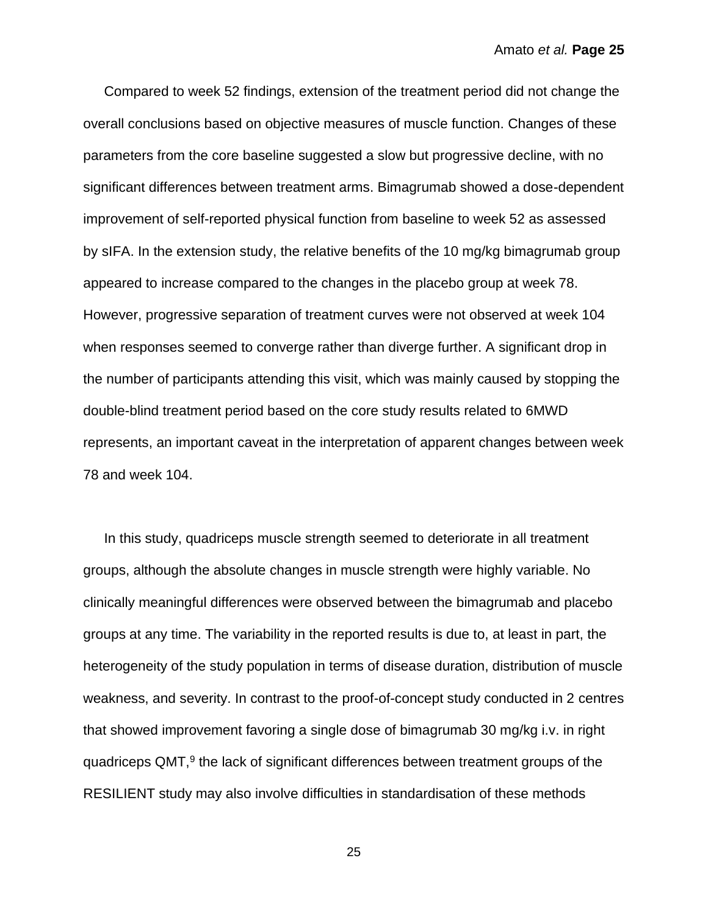Compared to week 52 findings, extension of the treatment period did not change the overall conclusions based on objective measures of muscle function. Changes of these parameters from the core baseline suggested a slow but progressive decline, with no significant differences between treatment arms. Bimagrumab showed a dose-dependent improvement of self-reported physical function from baseline to week 52 as assessed by sIFA. In the extension study, the relative benefits of the 10 mg/kg bimagrumab group appeared to increase compared to the changes in the placebo group at week 78. However, progressive separation of treatment curves were not observed at week 104 when responses seemed to converge rather than diverge further. A significant drop in the number of participants attending this visit, which was mainly caused by stopping the double-blind treatment period based on the core study results related to 6MWD represents, an important caveat in the interpretation of apparent changes between week 78 and week 104.

In this study, quadriceps muscle strength seemed to deteriorate in all treatment groups, although the absolute changes in muscle strength were highly variable. No clinically meaningful differences were observed between the bimagrumab and placebo groups at any time. The variability in the reported results is due to, at least in part, the heterogeneity of the study population in terms of disease duration, distribution of muscle weakness, and severity. In contrast to the proof-of-concept study conducted in 2 centres that showed improvement favoring a single dose of bimagrumab 30 mg/kg i.v. in right quadriceps QMT,[9] the lack of significant differences between treatment groups of the RESILIENT study may also involve difficulties in standardisation of these methods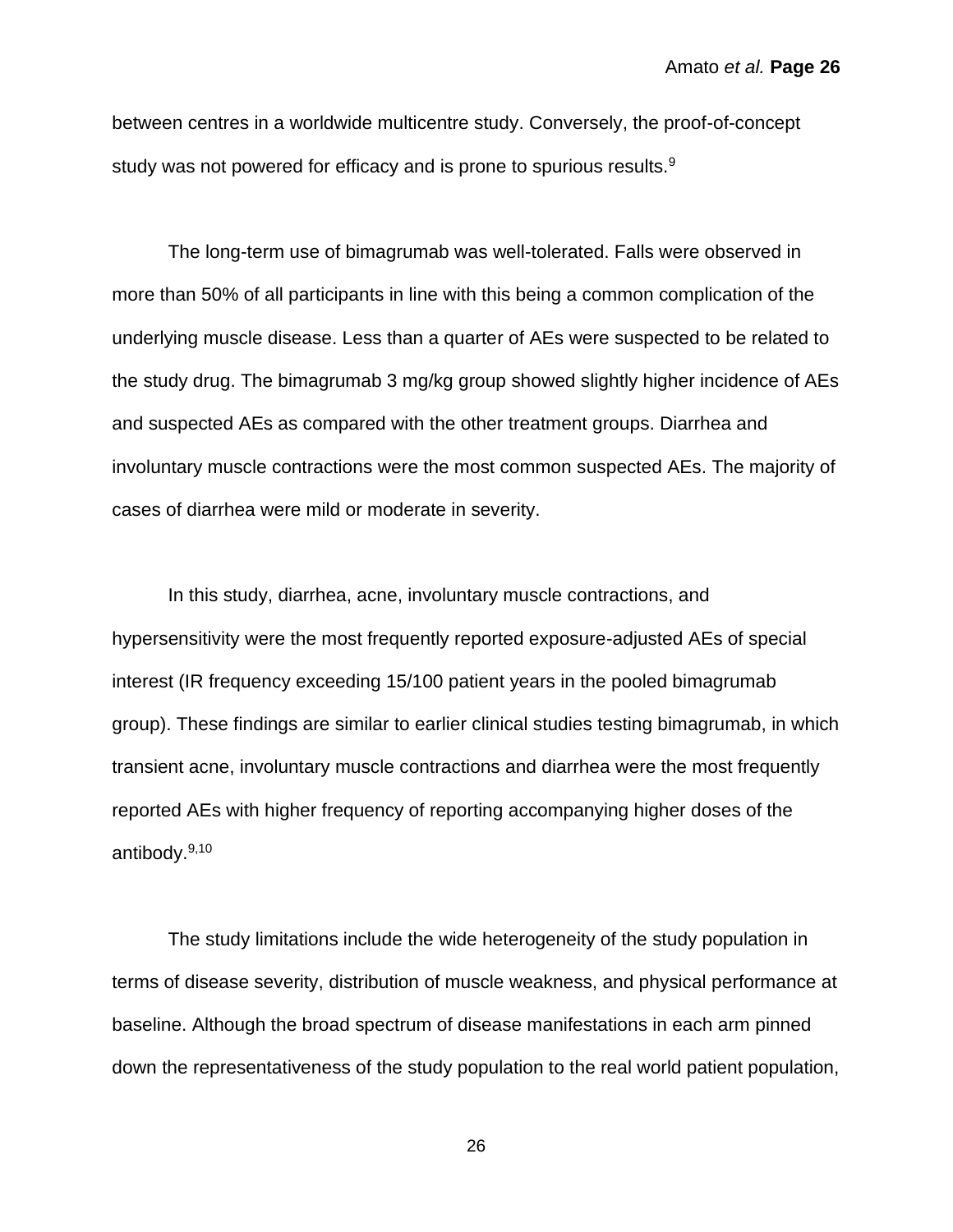between centres in a worldwide multicentre study. Conversely, the proof-of-concept study was not powered for efficacy and is prone to spurious results.[9]

The long-term use of bimagrumab was well-tolerated. Falls were observed in more than 50% of all participants in line with this being a common complication of the underlying muscle disease. Less than a quarter of AEs were suspected to be related to the study drug. The bimagrumab 3 mg/kg group showed slightly higher incidence of AEs and suspected AEs as compared with the other treatment groups. Diarrhea and involuntary muscle contractions were the most common suspected AEs. The majority of cases of diarrhea were mild or moderate in severity.

In this study, diarrhea, acne, involuntary muscle contractions, and hypersensitivity were the most frequently reported exposure-adjusted AEs of special interest (IR frequency exceeding 15/100 patient years in the pooled bimagrumab group). These findings are similar to earlier clinical studies testing bimagrumab, in which transient acne, involuntary muscle contractions and diarrhea were the most frequently reported AEs with higher frequency of reporting accompanying higher doses of the antibody.[9,10]

The study limitations include the wide heterogeneity of the study population in terms of disease severity, distribution of muscle weakness, and physical performance at baseline. Although the broad spectrum of disease manifestations in each arm pinned down the representativeness of the study population to the real world patient population,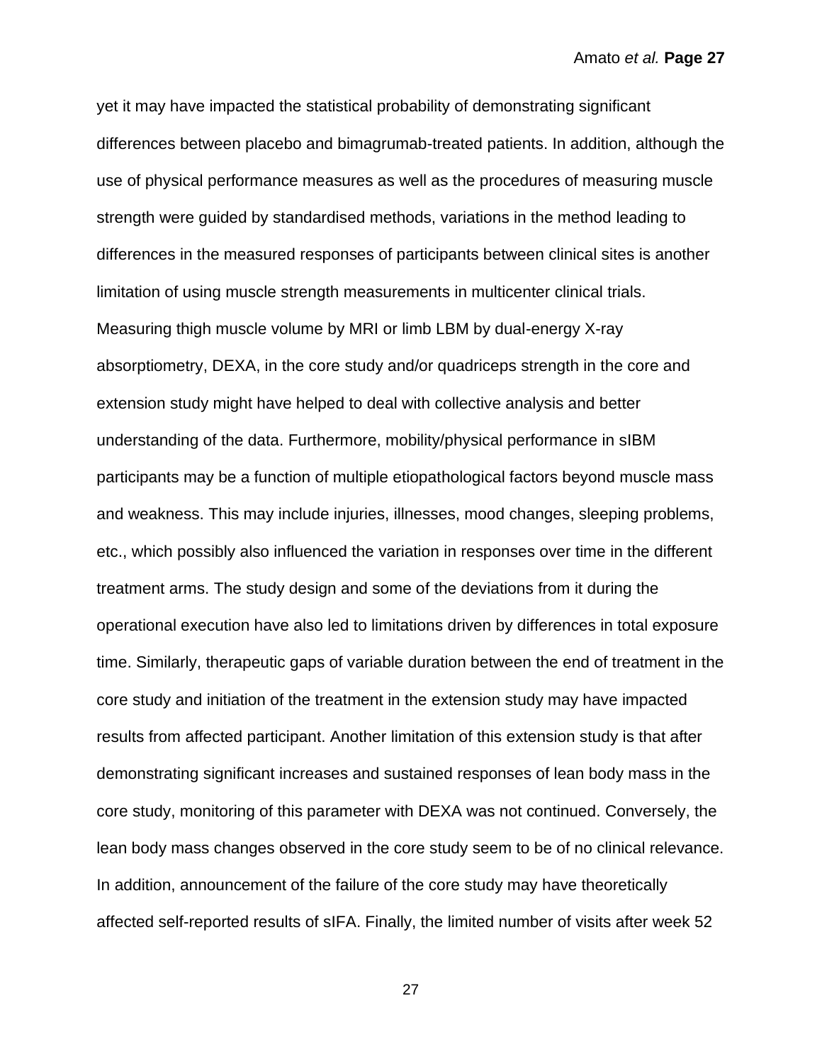yet it may have impacted the statistical probability of demonstrating significant differences between placebo and bimagrumab-treated patients. In addition, although the use of physical performance measures as well as the procedures of measuring muscle strength were guided by standardised methods, variations in the method leading to differences in the measured responses of participants between clinical sites is another limitation of using muscle strength measurements in multicenter clinical trials. Measuring thigh muscle volume by MRI or limb LBM by dual-energy X-ray absorptiometry, DEXA, in the core study and/or quadriceps strength in the core and extension study might have helped to deal with collective analysis and better understanding of the data. Furthermore, mobility/physical performance in sIBM participants may be a function of multiple etiopathological factors beyond muscle mass and weakness. This may include injuries, illnesses, mood changes, sleeping problems, etc., which possibly also influenced the variation in responses over time in the different treatment arms. The study design and some of the deviations from it during the operational execution have also led to limitations driven by differences in total exposure time. Similarly, therapeutic gaps of variable duration between the end of treatment in the core study and initiation of the treatment in the extension study may have impacted results from affected participant. Another limitation of this extension study is that after demonstrating significant increases and sustained responses of lean body mass in the core study, monitoring of this parameter with DEXA was not continued. Conversely, the lean body mass changes observed in the core study seem to be of no clinical relevance. In addition, announcement of the failure of the core study may have theoretically affected self-reported results of sIFA. Finally, the limited number of visits after week 52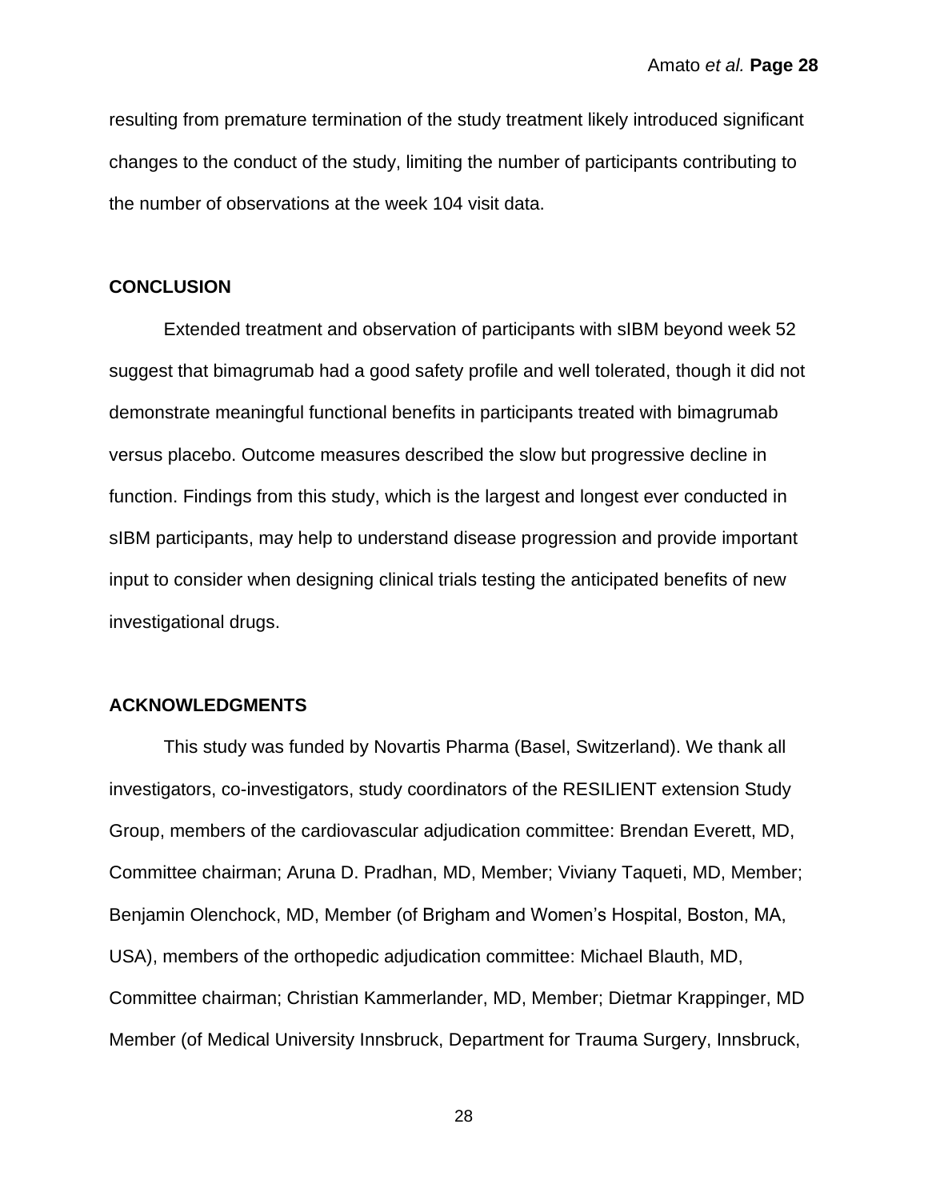resulting from premature termination of the study treatment likely introduced significant changes to the conduct of the study, limiting the number of participants contributing to the number of observations at the week 104 visit data.

## CONCLUSION

Extended treatment and observation of participants with sIBM beyond week 52 suggest that bimagrumab had a good safety profile and well tolerated, though it did not demonstrate meaningful functional benefits in participants treated with bimagrumab versus placebo. Outcome measures described the slow but progressive decline in function. Findings from this study, which is the largest and longest ever conducted in sIBM participants, may help to understand disease progression and provide important input to consider when designing clinical trials testing the anticipated benefits of new investigational drugs.

## ACKNOWLEDGMENTS

This study was funded by Novartis Pharma (Basel, Switzerland). We thank all investigators, co-investigators, study coordinators of the RESILIENT extension Study Group, members of the cardiovascular adjudication committee: Brendan Everett, MD, Committee chairman; Aruna D. Pradhan, MD, Member; Viviany Taqueti, MD, Member; Benjamin Olenchock, MD, Member (of Brigham and Women's Hospital, Boston, MA, USA), members of the orthopedic adjudication committee: Michael Blauth, MD, Committee chairman; Christian Kammerlander, MD, Member; Dietmar Krappinger, MD Member (of Medical University Innsbruck, Department for Trauma Surgery, Innsbruck,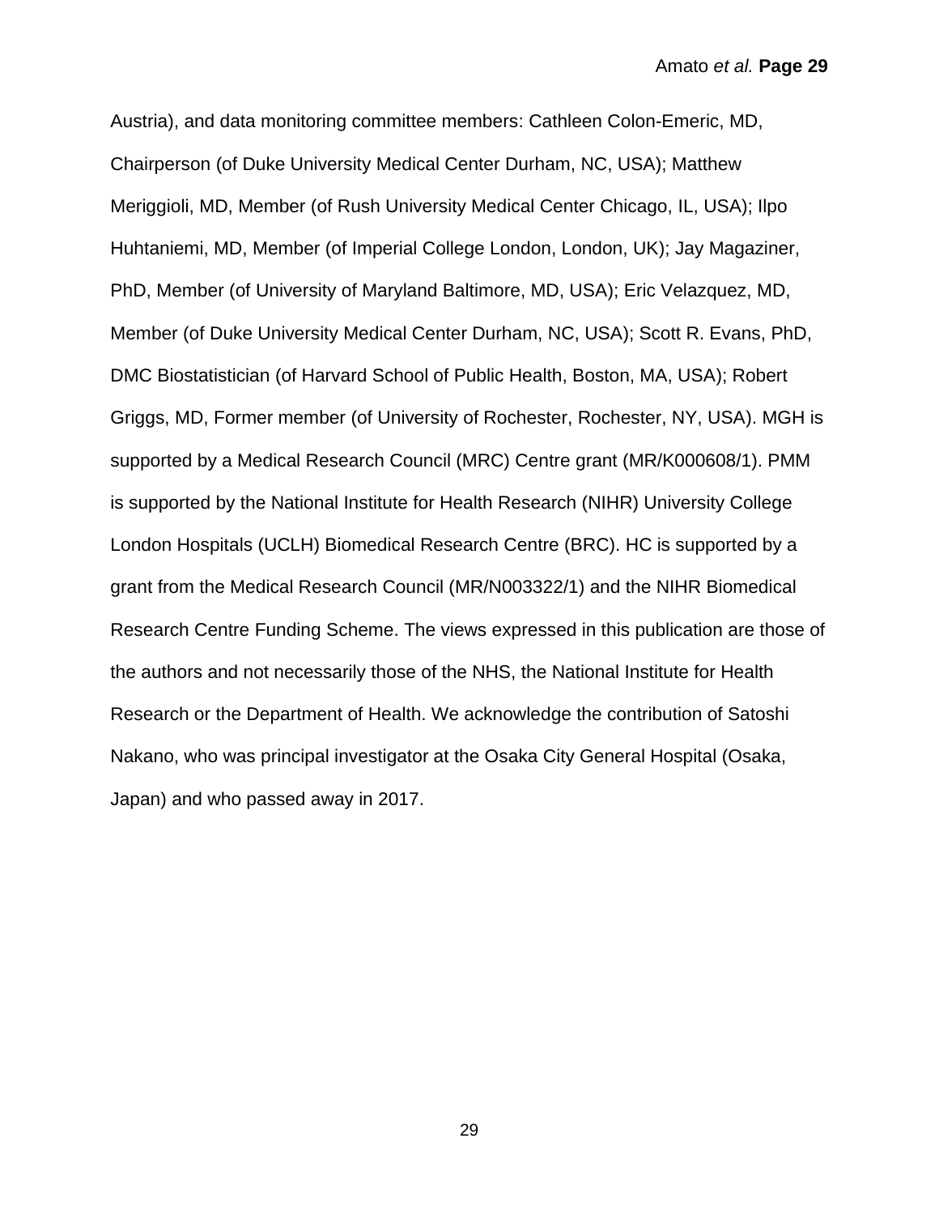Austria), and data monitoring committee members: Cathleen Colon-Emeric, MD, Chairperson (of Duke University Medical Center Durham, NC, USA); Matthew Meriggioli, MD, Member (of Rush University Medical Center Chicago, IL, USA); Ilpo Huhtaniemi, MD, Member (of Imperial College London, London, UK); Jay Magaziner, PhD, Member (of University of Maryland Baltimore, MD, USA); Eric Velazquez, MD, Member (of Duke University Medical Center Durham, NC, USA); Scott R. Evans, PhD, DMC Biostatistician (of Harvard School of Public Health, Boston, MA, USA); Robert Griggs, MD, Former member (of University of Rochester, Rochester, NY, USA). MGH is supported by a Medical Research Council (MRC) Centre grant (MR/K000608/1). PMM is supported by the National Institute for Health Research (NIHR) University College London Hospitals (UCLH) Biomedical Research Centre (BRC). HC is supported by a grant from the Medical Research Council (MR/N003322/1) and the NIHR Biomedical Research Centre Funding Scheme. The views expressed in this publication are those of the authors and not necessarily those of the NHS, the National Institute for Health Research or the Department of Health. We acknowledge the contribution of Satoshi Nakano, who was principal investigator at the Osaka City General Hospital (Osaka, Japan) and who passed away in 2017.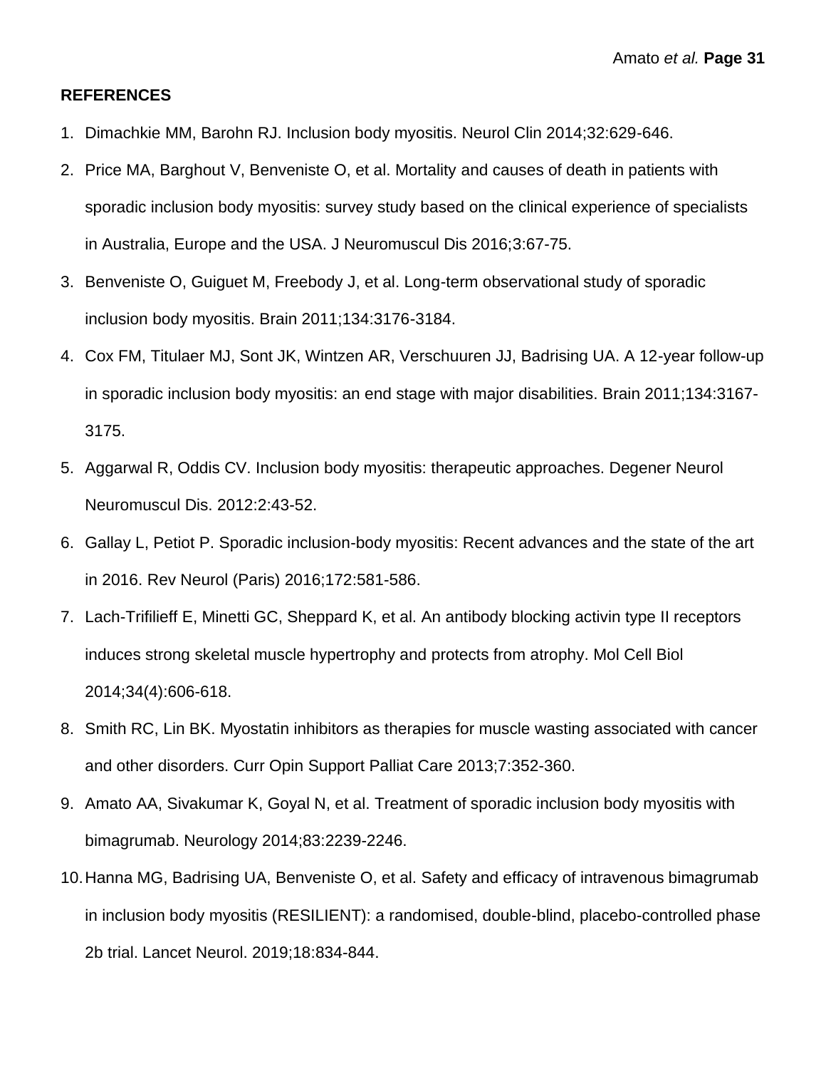**REFERENCES**

1. Dimachkie MM, Barohn RJ. Inclusion body myositis. Neurol Clin 2014;32:629-646.
2. Price MA, Barghout V, Benveniste O, et al. Mortality and causes of death in patients with sporadic inclusion body myositis: survey study based on the clinical experience of specialists in Australia, Europe and the USA. J Neuromuscul Dis 2016;3:67-75.
3. Benveniste O, Guiguet M, Freebody J, et al. Long-term observational study of sporadic inclusion body myositis. Brain 2011;134:3176-3184.
4. Cox FM, Titulaer MJ, Sont JK, Wintzen AR, Verschuuren JJ, Badrising UA. A 12-year follow-up in sporadic inclusion body myositis: an end stage with major disabilities. Brain 2011;134:3167-3175.
5. Aggarwal R, Oddis CV. Inclusion body myositis: therapeutic approaches. Degener Neurol Neuromuscul Dis. 2012:2:43-52.
6. Gallay L, Petiot P. Sporadic inclusion-body myositis: Recent advances and the state of the art in 2016. Rev Neurol (Paris) 2016;172:581-586.
7. Lach-Trifilieff E, Minetti GC, Sheppard K, et al. An antibody blocking activin type II receptors induces strong skeletal muscle hypertrophy and protects from atrophy. Mol Cell Biol 2014;34(4):606-618.
8. Smith RC, Lin BK. Myostatin inhibitors as therapies for muscle wasting associated with cancer and other disorders. Curr Opin Support Palliat Care 2013;7:352-360.
9. Amato AA, Sivakumar K, Goyal N, et al. Treatment of sporadic inclusion body myositis with bimagrumab. Neurology 2014;83:2239-2246.
10. Hanna MG, Badrising UA, Benveniste O, et al. Safety and efficacy of intravenous bimagrumab in inclusion body myositis (RESILIENT): a randomised, double-blind, placebo-controlled phase 2b trial. Lancet Neurol. 2019;18:834-844.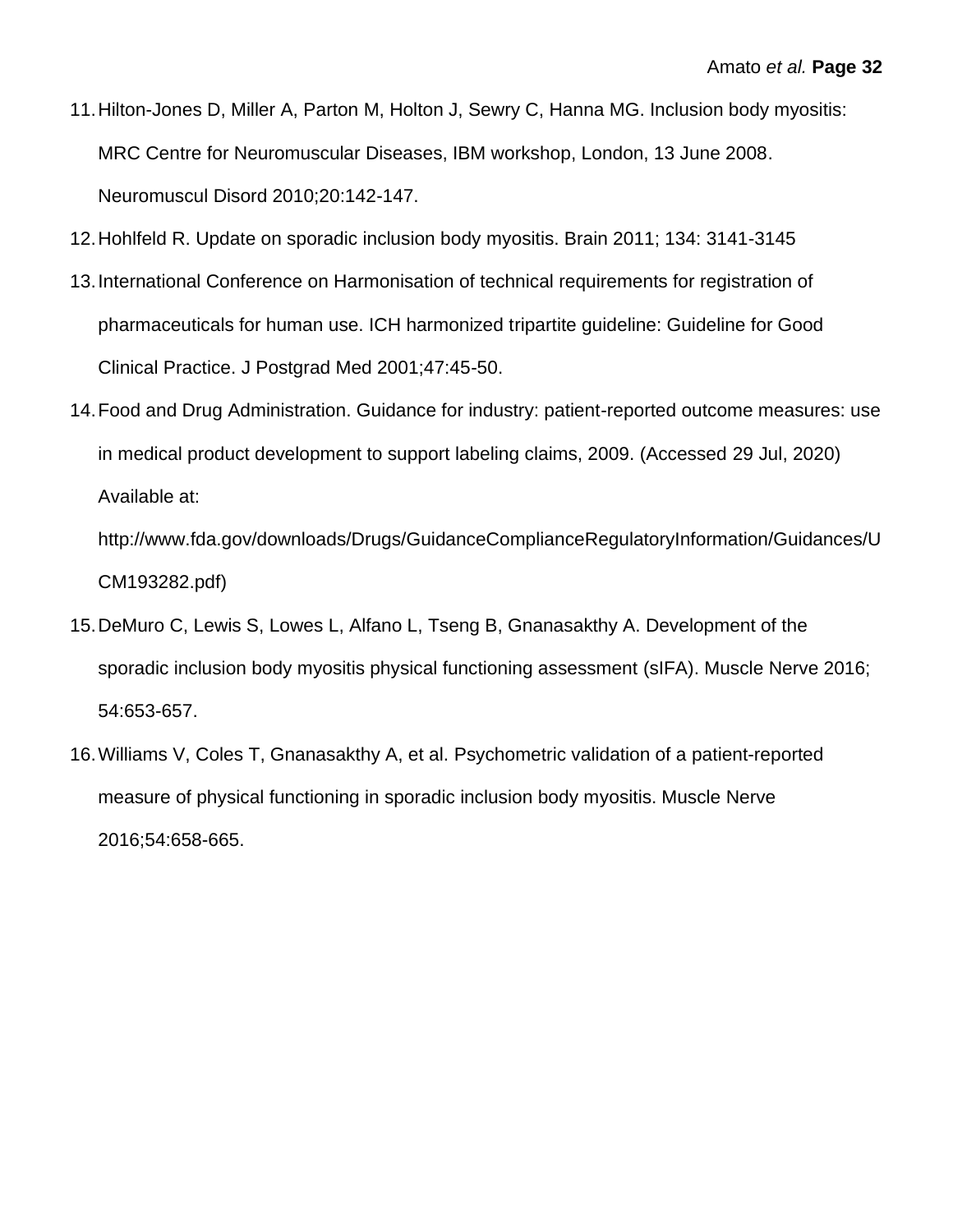11. Hilton-Jones D, Miller A, Parton M, Holton J, Sewry C, Hanna MG. Inclusion body myositis: MRC Centre for Neuromuscular Diseases, IBM workshop, London, 13 June 2008. Neuromuscul Disord 2010;20:142-147.
12. Hohlfeld R. Update on sporadic inclusion body myositis. Brain 2011; 134: 3141-3145
13. International Conference on Harmonisation of technical requirements for registration of pharmaceuticals for human use. ICH harmonized tripartite guideline: Guideline for Good Clinical Practice. J Postgrad Med 2001;47:45-50.
14. Food and Drug Administration. Guidance for industry: patient-reported outcome measures: use in medical product development to support labeling claims, 2009. (Accessed 29 Jul, 2020) Available at: http://www.fda.gov/downloads/Drugs/GuidanceComplianceRegulatoryInformation/Guidances/UCM193282.pdf)
15. DeMuro C, Lewis S, Lowes L, Alfano L, Tseng B, Gnanasakthy A. Development of the sporadic inclusion body myositis physical functioning assessment (sIFA). Muscle Nerve 2016; 54:653-657.
16. Williams V, Coles T, Gnanasakthy A, et al. Psychometric validation of a patient-reported measure of physical functioning in sporadic inclusion body myositis. Muscle Nerve 2016;54:658-665.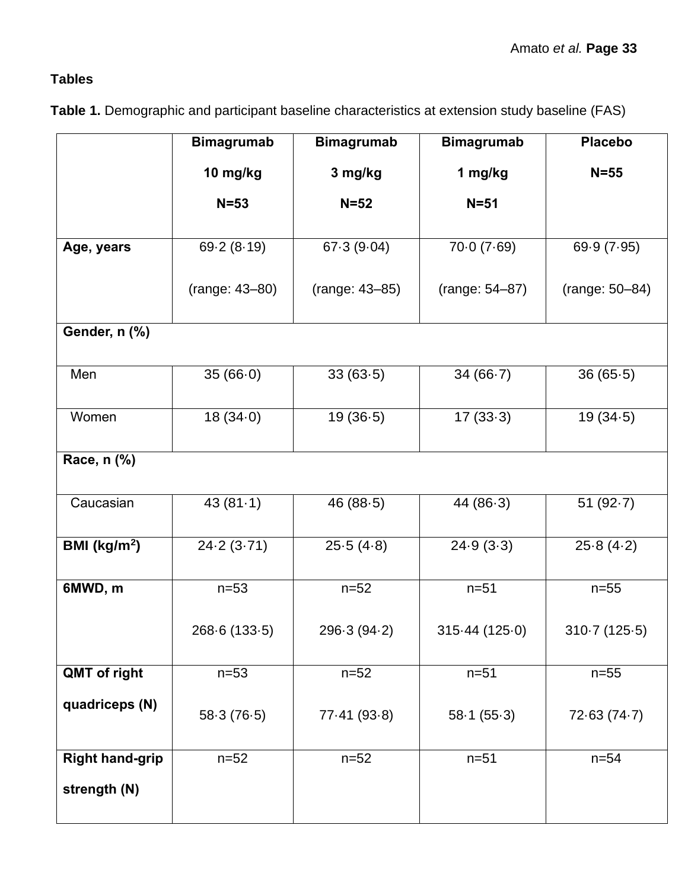**Tables**

**Table 1.** Demographic and participant baseline characteristics at extension study baseline (FAS)

| | **Bimagrumab 10 mg/kg N=53** | **Bimagrumab 3 mg/kg N=52** | **Bimagrumab 1 mg/kg N=51** | **Placebo N=55** |
|---|---|---|---|---|
| **Age, years** | 69·2 (8·19) (range: 43–80) | 67·3 (9·04) (range: 43–85) | 70·0 (7·69) (range: 54–87) | 69·9 (7·95) (range: 50–84) |
| **Gender, n (%)** | | | | |
| Men | 35 (66·0) | 33 (63·5) | 34 (66·7) | 36 (65·5) |
| Women | 18 (34·0) | 19 (36·5) | 17 (33·3) | 19 (34·5) |
| **Race, n (%)** | | | | |
| Caucasian | 43 (81·1) | 46 (88·5) | 44 (86·3) | 51 (92·7) |
| **BMI (kg/m$^2$)** | 24·2 (3·71) | 25·5 (4·8) | 24·9 (3·3) | 25·8 (4·2) |
| **6MWD, m** | n=53 268·6 (133·5) | n=52 296·3 (94·2) | n=51 315·44 (125·0) | n=55 310·7 (125·5) |
| **QMT of right quadriceps (N)** | n=53 58·3 (76·5) | n=52 77·41 (93·8) | n=51 58·1 (55·3) | n=55 72·63 (74·7) |
| **Right hand-grip strength (N)** | n=52 | n=52 | n=51 | n=54 |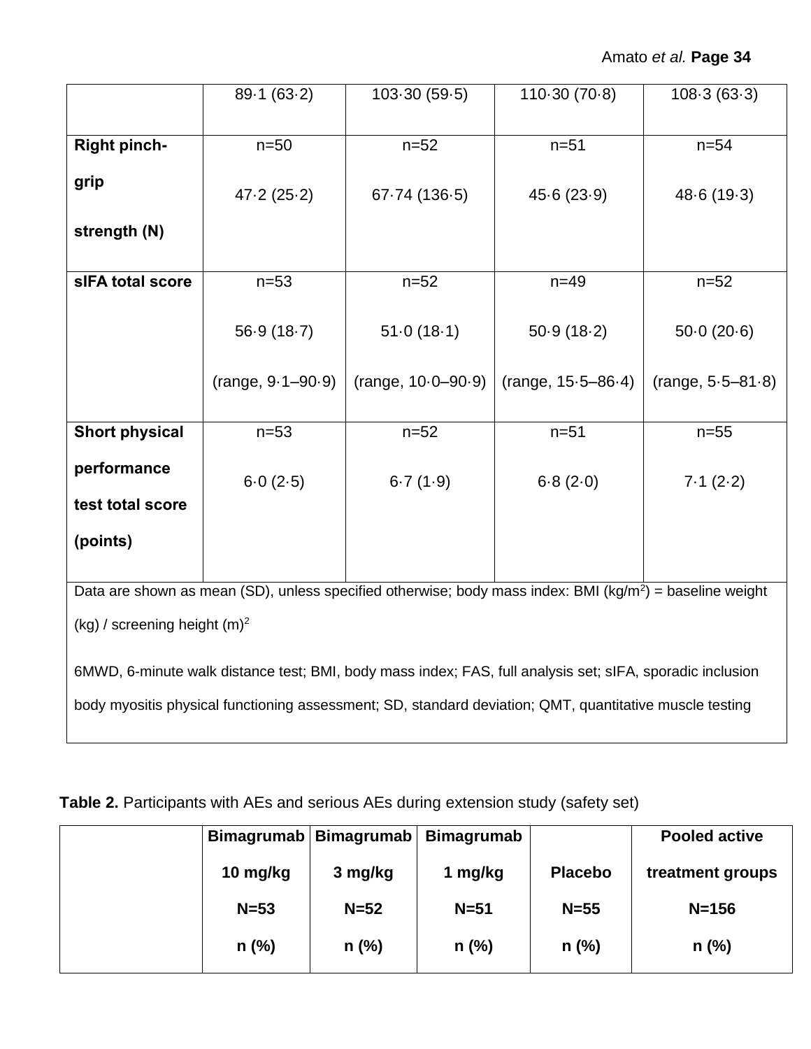| | | | | |
|---|---|---|---|---|
| | 89·1 (63·2) | 103·30 (59·5) | 110·30 (70·8) | 108·3 (63·3) |
| **Right pinch-grip strength (N)** | n=50<br>47·2 (25·2) | n=52<br>67·74 (136·5) | n=51<br>45·6 (23·9) | n=54<br>48·6 (19·3) |
| **sIFA total score** | n=53<br>56·9 (18·7)<br>(range, 9·1–90·9) | n=52<br>51·0 (18·1)<br>(range, 10·0–90·9) | n=49<br>50·9 (18·2)<br>(range, 15·5–86·4) | n=52<br>50·0 (20·6)<br>(range, 5·5–81·8) |
| **Short physical performance test total score (points)** | n=53<br>6·0 (2·5) | n=52<br>6·7 (1·9) | n=51<br>6·8 (2·0) | n=55<br>7·1 (2·2) |

Data are shown as mean (SD), unless specified otherwise; body mass index: BMI (kg/$m^2$) = baseline weight (kg) / screening height $(m)^2$

6MWD, 6-minute walk distance test; BMI, body mass index; FAS, full analysis set; sIFA, sporadic inclusion body myositis physical functioning assessment; SD, standard deviation; QMT, quantitative muscle testing

**Table 2.** Participants with AEs and serious AEs during extension study (safety set)

| | Bimagrumab 10 mg/kg N=53 n (%) | Bimagrumab 3 mg/kg N=52 n (%) | Bimagrumab 1 mg/kg N=51 n (%) | Placebo N=55 n (%) | Pooled active treatment groups N=156 n (%) |
|---|---|---|---|---|---|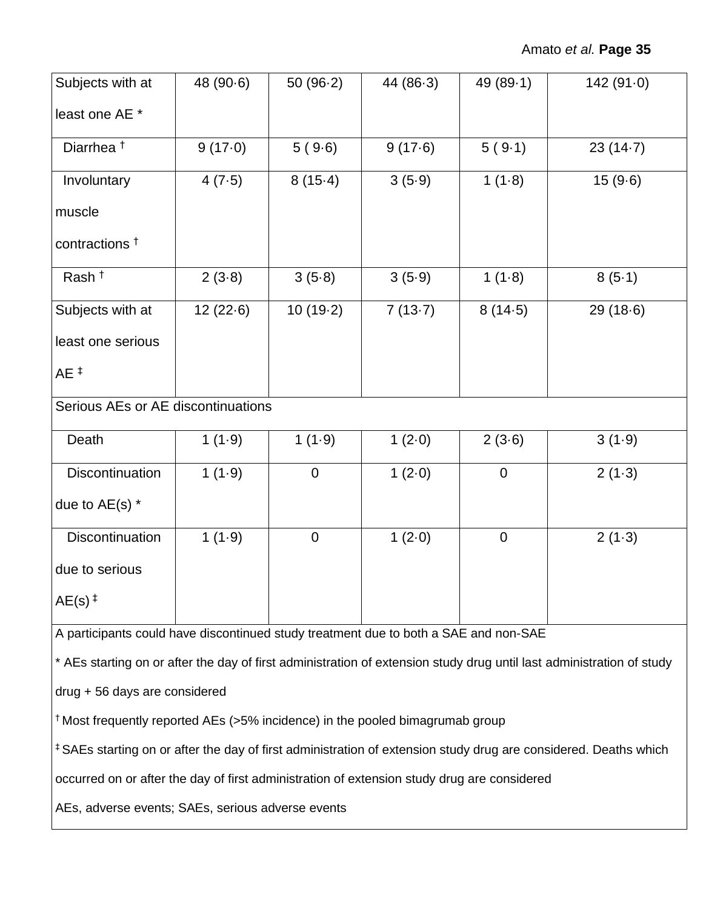| | | | | | |
|---|---|---|---|---|---|
| Subjects with at least one AE * | 48 (90·6) | 50 (96·2) | 44 (86·3) | 49 (89·1) | 142 (91·0) |
| Diarrhea † | 9 (17·0) | 5 ( 9·6) | 9 (17·6) | 5 ( 9·1) | 23 (14·7) |
| Involuntary muscle contractions † | 4 (7·5) | 8 (15·4) | 3 (5·9) | 1 (1·8) | 15 (9·6) |
| Rash † | 2 (3·8) | 3 (5·8) | 3 (5·9) | 1 (1·8) | 8 (5·1) |
| Subjects with at least one serious AE ‡ | 12 (22·6) | 10 (19·2) | 7 (13·7) | 8 (14·5) | 29 (18·6) |
| Serious AEs or AE discontinuations | | | | | |
| Death | 1 (1·9) | 1 (1·9) | 1 (2·0) | 2 (3·6) | 3 (1·9) |
| Discontinuation due to AE(s) * | 1 (1·9) | 0 | 1 (2·0) | 0 | 2 (1·3) |
| Discontinuation due to serious AE(s) ‡ | 1 (1·9) | 0 | 1 (2·0) | 0 | 2 (1·3) |

A participants could have discontinued study treatment due to both a SAE and non-SAE

* AEs starting on or after the day of first administration of extension study drug until last administration of study drug + 56 days are considered

† Most frequently reported AEs (>5% incidence) in the pooled bimagrumab group

‡ SAEs starting on or after the day of first administration of extension study drug are considered. Deaths which occurred on or after the day of first administration of extension study drug are considered

AEs, adverse events; SAEs, serious adverse events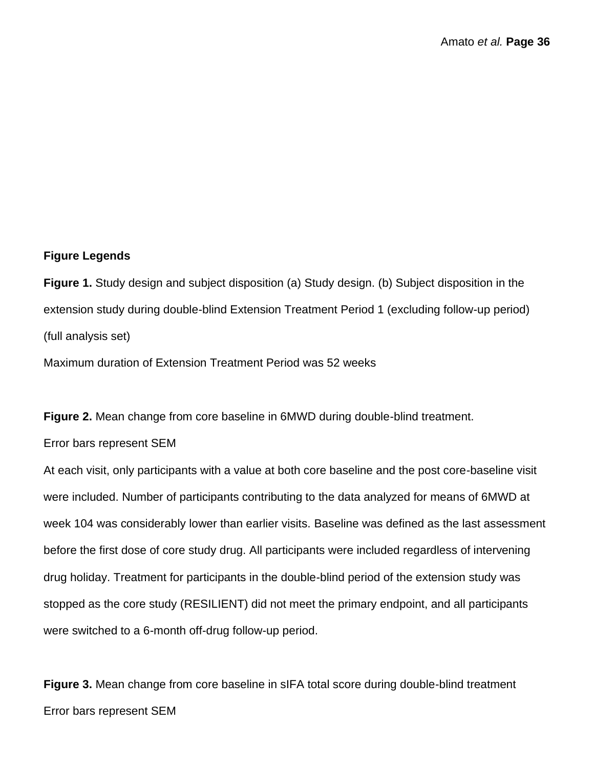## Figure Legends

**Figure 1.** Study design and subject disposition (a) Study design. (b) Subject disposition in the extension study during double-blind Extension Treatment Period 1 (excluding follow-up period) (full analysis set)

Maximum duration of Extension Treatment Period was 52 weeks

**Figure 2.** Mean change from core baseline in 6MWD during double-blind treatment.

Error bars represent SEM

At each visit, only participants with a value at both core baseline and the post core-baseline visit were included. Number of participants contributing to the data analyzed for means of 6MWD at week 104 was considerably lower than earlier visits. Baseline was defined as the last assessment before the first dose of core study drug. All participants were included regardless of intervening drug holiday. Treatment for participants in the double-blind period of the extension study was stopped as the core study (RESILIENT) did not meet the primary endpoint, and all participants were switched to a 6-month off-drug follow-up period.

**Figure 3.** Mean change from core baseline in sIFA total score during double-blind treatment

Error bars represent SEM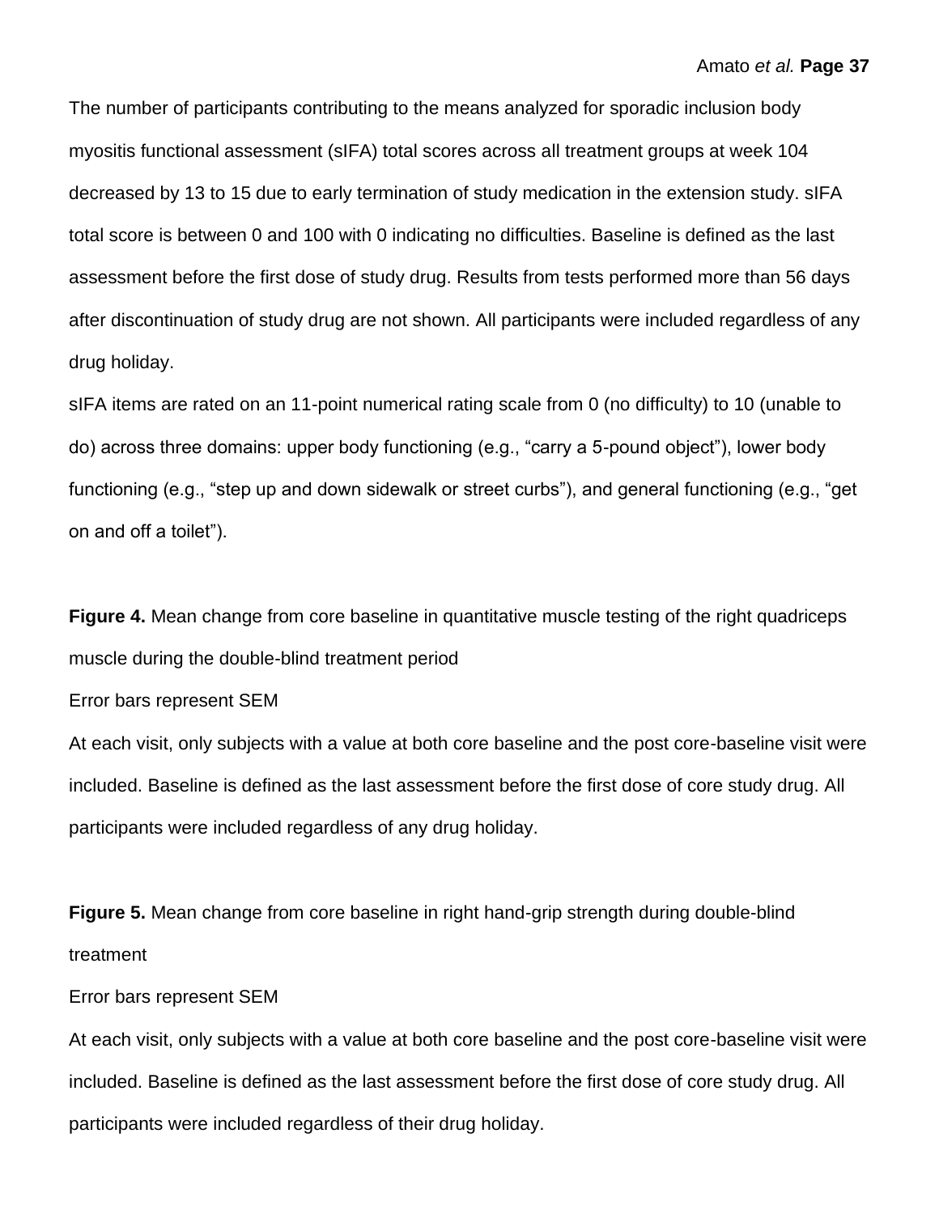The number of participants contributing to the means analyzed for sporadic inclusion body myositis functional assessment (sIFA) total scores across all treatment groups at week 104 decreased by 13 to 15 due to early termination of study medication in the extension study. sIFA total score is between 0 and 100 with 0 indicating no difficulties. Baseline is defined as the last assessment before the first dose of study drug. Results from tests performed more than 56 days after discontinuation of study drug are not shown. All participants were included regardless of any drug holiday.

sIFA items are rated on an 11-point numerical rating scale from 0 (no difficulty) to 10 (unable to do) across three domains: upper body functioning (e.g., "carry a 5-pound object"), lower body functioning (e.g., "step up and down sidewalk or street curbs"), and general functioning (e.g., "get on and off a toilet").

**Figure 4.** Mean change from core baseline in quantitative muscle testing of the right quadriceps muscle during the double-blind treatment period

Error bars represent SEM

At each visit, only subjects with a value at both core baseline and the post core-baseline visit were included. Baseline is defined as the last assessment before the first dose of core study drug. All participants were included regardless of any drug holiday.

**Figure 5.** Mean change from core baseline in right hand-grip strength during double-blind treatment

Error bars represent SEM

At each visit, only subjects with a value at both core baseline and the post core-baseline visit were included. Baseline is defined as the last assessment before the first dose of core study drug. All participants were included regardless of their drug holiday.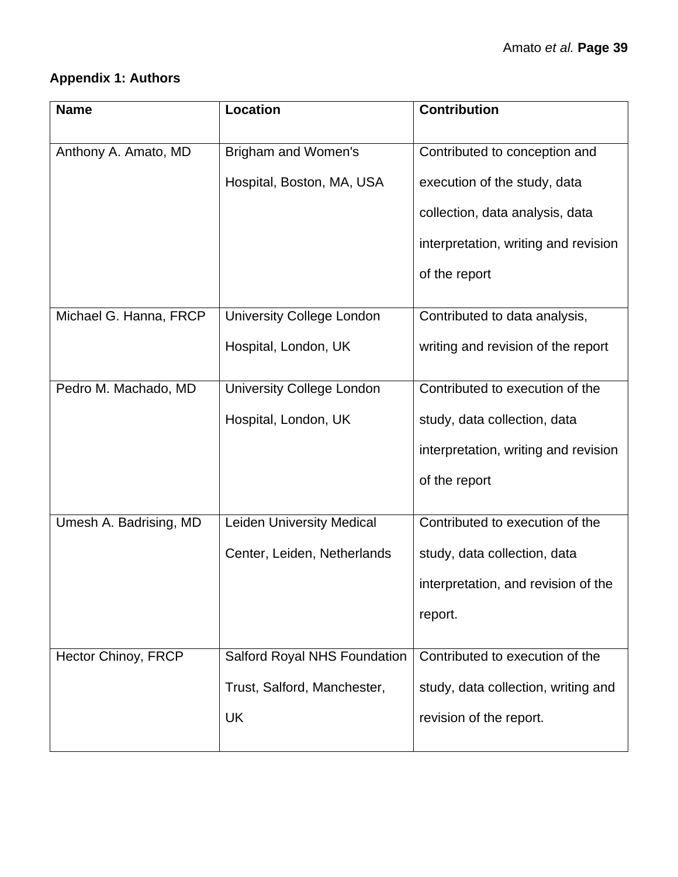**Appendix 1: Authors**

| Name | Location | Contribution |
|---|---|---|
| Anthony A. Amato, MD | Brigham and Women's Hospital, Boston, MA, USA | Contributed to conception and execution of the study, data collection, data analysis, data interpretation, writing and revision of the report |
| Michael G. Hanna, FRCP | University College London Hospital, London, UK | Contributed to data analysis, writing and revision of the report |
| Pedro M. Machado, MD | University College London Hospital, London, UK | Contributed to execution of the study, data collection, data interpretation, writing and revision of the report |
| Umesh A. Badrising, MD | Leiden University Medical Center, Leiden, Netherlands | Contributed to execution of the study, data collection, data interpretation, and revision of the report. |
| Hector Chinoy, FRCP | Salford Royal NHS Foundation Trust, Salford, Manchester, UK | Contributed to execution of the study, data collection, writing and revision of the report. |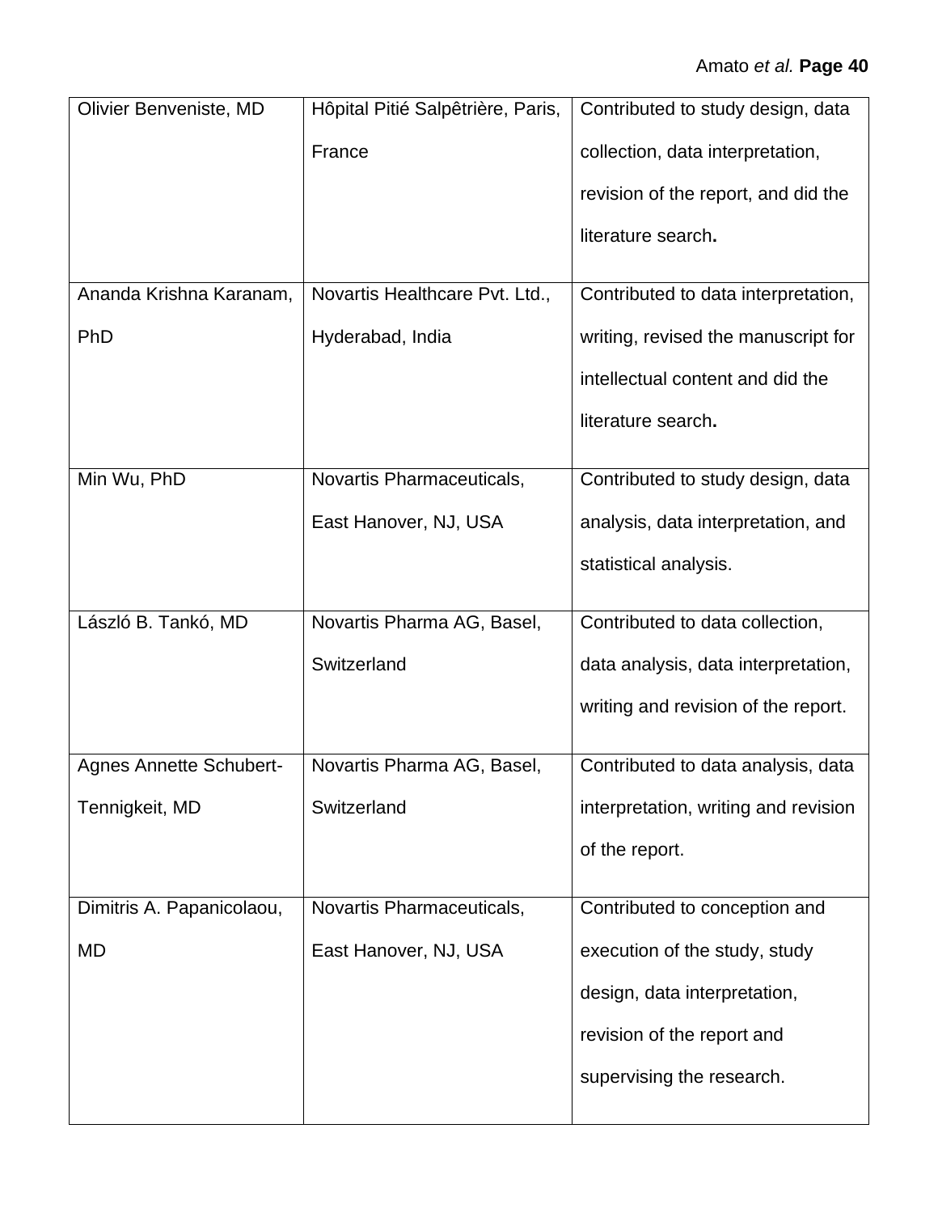| | | |
|---|---|---|
| Olivier Benveniste, MD | Hôpital Pitié Salpêtrière, Paris, France | Contributed to study design, data collection, data interpretation, revision of the report, and did the literature search**.** |
| Ananda Krishna Karanam, PhD | Novartis Healthcare Pvt. Ltd., Hyderabad, India | Contributed to data interpretation, writing, revised the manuscript for intellectual content and did the literature search**.** |
| Min Wu, PhD | Novartis Pharmaceuticals, East Hanover, NJ, USA | Contributed to study design, data analysis, data interpretation, and statistical analysis. |
| László B. Tankó, MD | Novartis Pharma AG, Basel, Switzerland | Contributed to data collection, data analysis, data interpretation, writing and revision of the report. |
| Agnes Annette Schubert-Tennigkeit, MD | Novartis Pharma AG, Basel, Switzerland | Contributed to data analysis, data interpretation, writing and revision of the report. |
| Dimitris A. Papanicolaou, MD | Novartis Pharmaceuticals, East Hanover, NJ, USA | Contributed to conception and execution of the study, study design, data interpretation, revision of the report and supervising the research. |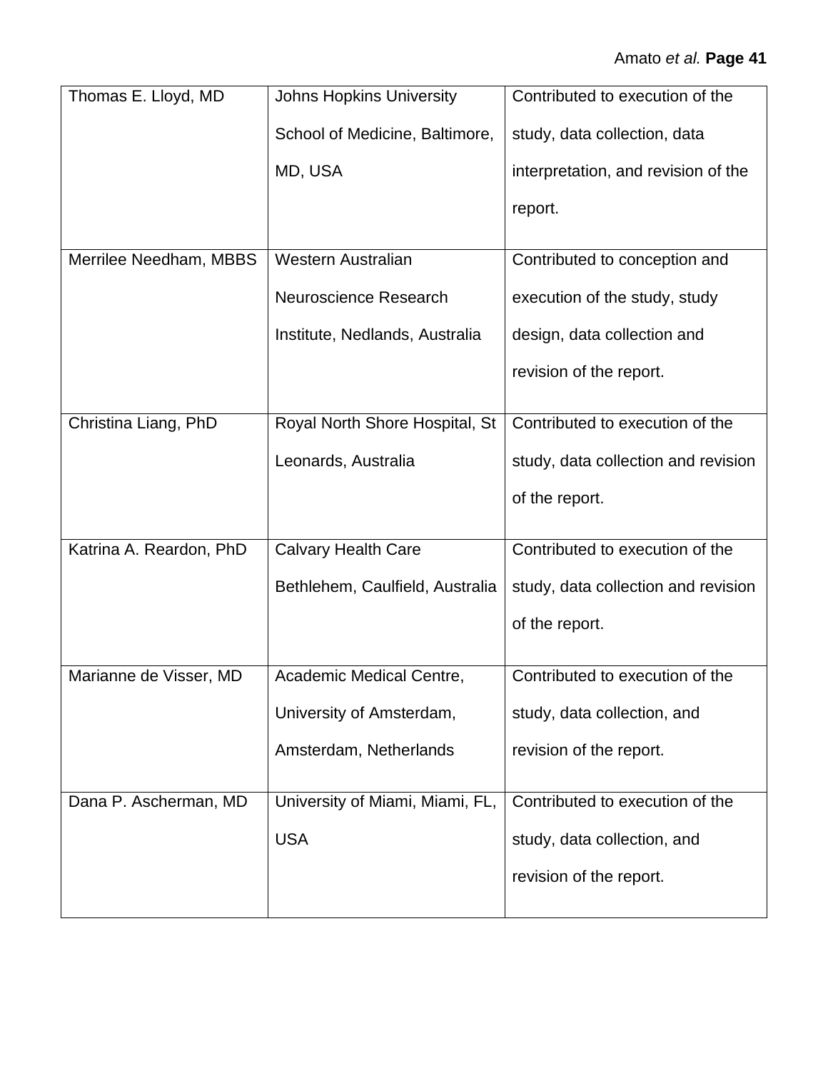| Thomas E. Lloyd, MD | Johns Hopkins University School of Medicine, Baltimore, MD, USA | Contributed to execution of the study, data collection, data interpretation, and revision of the report. |
|---|---|---|
| Merrilee Needham, MBBS | Western Australian Neuroscience Research Institute, Nedlands, Australia | Contributed to conception and execution of the study, study design, data collection and revision of the report. |
| Christina Liang, PhD | Royal North Shore Hospital, St Leonards, Australia | Contributed to execution of the study, data collection and revision of the report. |
| Katrina A. Reardon, PhD | Calvary Health Care Bethlehem, Caulfield, Australia | Contributed to execution of the study, data collection and revision of the report. |
| Marianne de Visser, MD | Academic Medical Centre, University of Amsterdam, Amsterdam, Netherlands | Contributed to execution of the study, data collection, and revision of the report. |
| Dana P. Ascherman, MD | University of Miami, Miami, FL, USA | Contributed to execution of the study, data collection, and revision of the report. |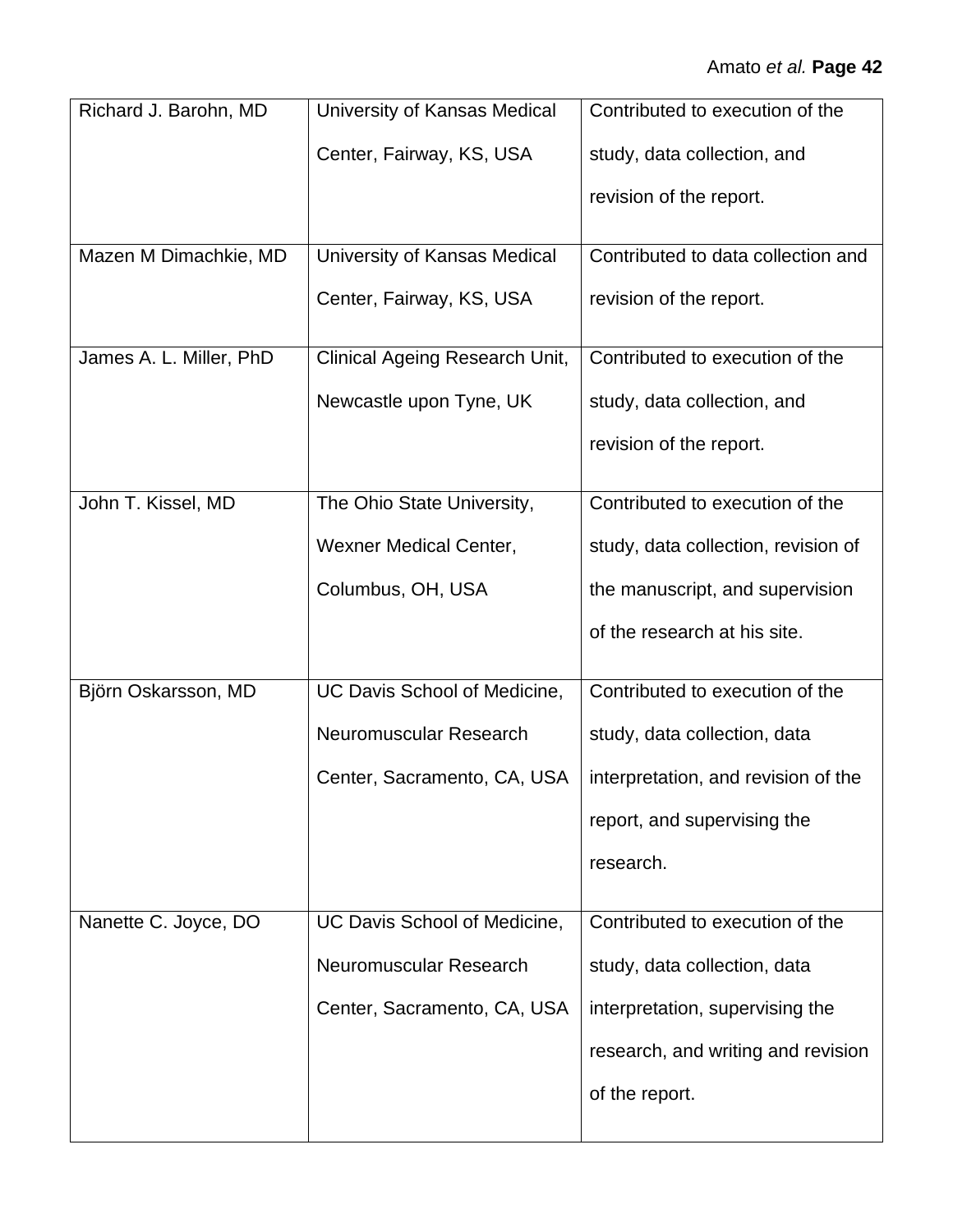| Richard J. Barohn, MD | University of Kansas Medical Center, Fairway, KS, USA | Contributed to execution of the study, data collection, and revision of the report. |
| --- | --- | --- |
| Mazen M Dimachkie, MD | University of Kansas Medical Center, Fairway, KS, USA | Contributed to data collection and revision of the report. |
| James A. L. Miller, PhD | Clinical Ageing Research Unit, Newcastle upon Tyne, UK | Contributed to execution of the study, data collection, and revision of the report. |
| John T. Kissel, MD | The Ohio State University, Wexner Medical Center, Columbus, OH, USA | Contributed to execution of the study, data collection, revision of the manuscript, and supervision of the research at his site. |
| Björn Oskarsson, MD | UC Davis School of Medicine, Neuromuscular Research Center, Sacramento, CA, USA | Contributed to execution of the study, data collection, data interpretation, and revision of the report, and supervising the research. |
| Nanette C. Joyce, DO | UC Davis School of Medicine, Neuromuscular Research Center, Sacramento, CA, USA | Contributed to execution of the study, data collection, data interpretation, supervising the research, and writing and revision of the report. |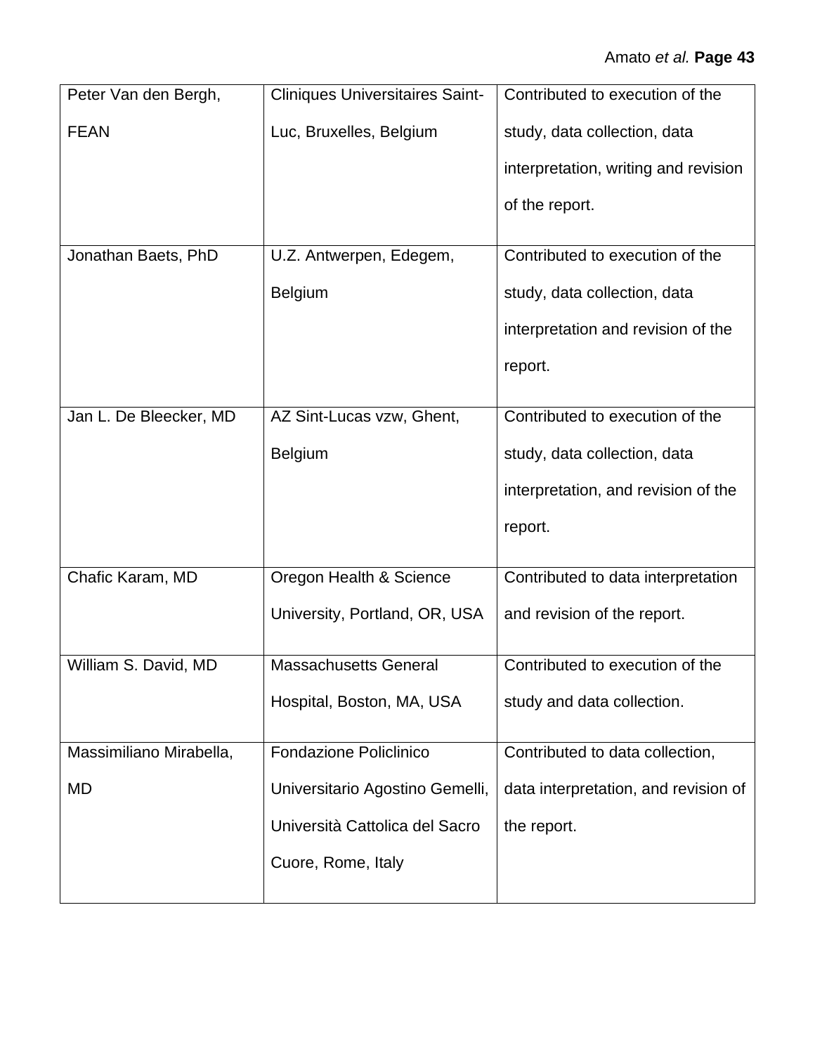| Peter Van den Bergh, FEAN | Cliniques Universitaires Saint-Luc, Bruxelles, Belgium | Contributed to execution of the study, data collection, data interpretation, writing and revision of the report. |
|---|---|---|
| Jonathan Baets, PhD | U.Z. Antwerpen, Edegem, Belgium | Contributed to execution of the study, data collection, data interpretation and revision of the report. |
| Jan L. De Bleecker, MD | AZ Sint-Lucas vzw, Ghent, Belgium | Contributed to execution of the study, data collection, data interpretation, and revision of the report. |
| Chafic Karam, MD | Oregon Health & Science University, Portland, OR, USA | Contributed to data interpretation and revision of the report. |
| William S. David, MD | Massachusetts General Hospital, Boston, MA, USA | Contributed to execution of the study and data collection. |
| Massimiliano Mirabella, MD | Fondazione Policlinico Universitario Agostino Gemelli, Università Cattolica del Sacro Cuore, Rome, Italy | Contributed to data collection, data interpretation, and revision of the report. |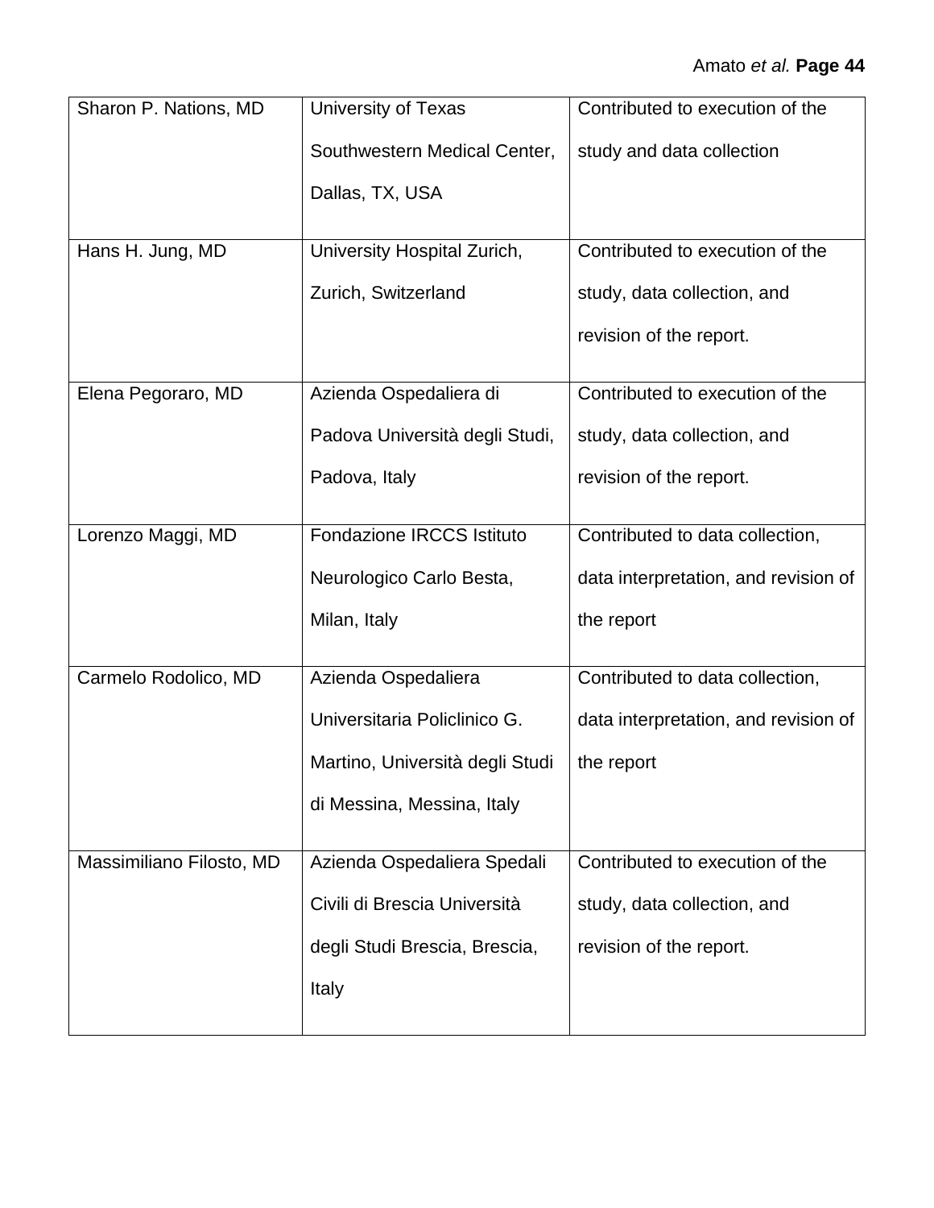| | | |
|---|---|---|
| Sharon P. Nations, MD | University of Texas Southwestern Medical Center, Dallas, TX, USA | Contributed to execution of the study and data collection |
| Hans H. Jung, MD | University Hospital Zurich, Zurich, Switzerland | Contributed to execution of the study, data collection, and revision of the report. |
| Elena Pegoraro, MD | Azienda Ospedaliera di Padova Università degli Studi, Padova, Italy | Contributed to execution of the study, data collection, and revision of the report. |
| Lorenzo Maggi, MD | Fondazione IRCCS Istituto Neurologico Carlo Besta, Milan, Italy | Contributed to data collection, data interpretation, and revision of the report |
| Carmelo Rodolico, MD | Azienda Ospedaliera Universitaria Policlinico G. Martino, Università degli Studi di Messina, Messina, Italy | Contributed to data collection, data interpretation, and revision of the report |
| Massimiliano Filosto, MD | Azienda Ospedaliera Spedali Civili di Brescia Università degli Studi Brescia, Brescia, Italy | Contributed to execution of the study, data collection, and revision of the report. |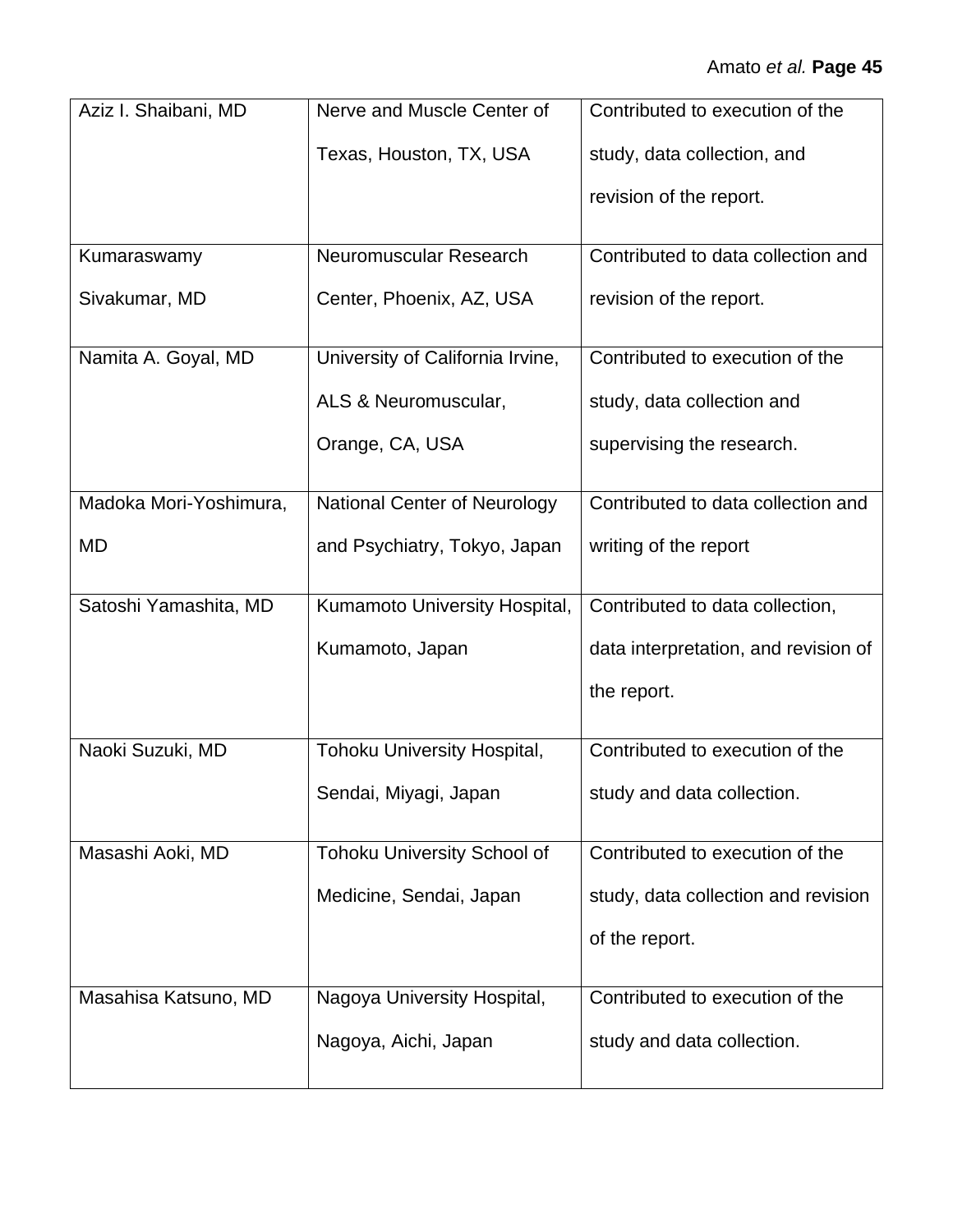| Aziz I. Shaibani, MD | Nerve and Muscle Center of Texas, Houston, TX, USA | Contributed to execution of the study, data collection, and revision of the report. |
|---|---|---|
| Kumaraswamy Sivakumar, MD | Neuromuscular Research Center, Phoenix, AZ, USA | Contributed to data collection and revision of the report. |
| Namita A. Goyal, MD | University of California Irvine, ALS & Neuromuscular, Orange, CA, USA | Contributed to execution of the study, data collection and supervising the research. |
| Madoka Mori-Yoshimura, MD | National Center of Neurology and Psychiatry, Tokyo, Japan | Contributed to data collection and writing of the report |
| Satoshi Yamashita, MD | Kumamoto University Hospital, Kumamoto, Japan | Contributed to data collection, data interpretation, and revision of the report. |
| Naoki Suzuki, MD | Tohoku University Hospital, Sendai, Miyagi, Japan | Contributed to execution of the study and data collection. |
| Masashi Aoki, MD | Tohoku University School of Medicine, Sendai, Japan | Contributed to execution of the study, data collection and revision of the report. |
| Masahisa Katsuno, MD | Nagoya University Hospital, Nagoya, Aichi, Japan | Contributed to execution of the study and data collection. |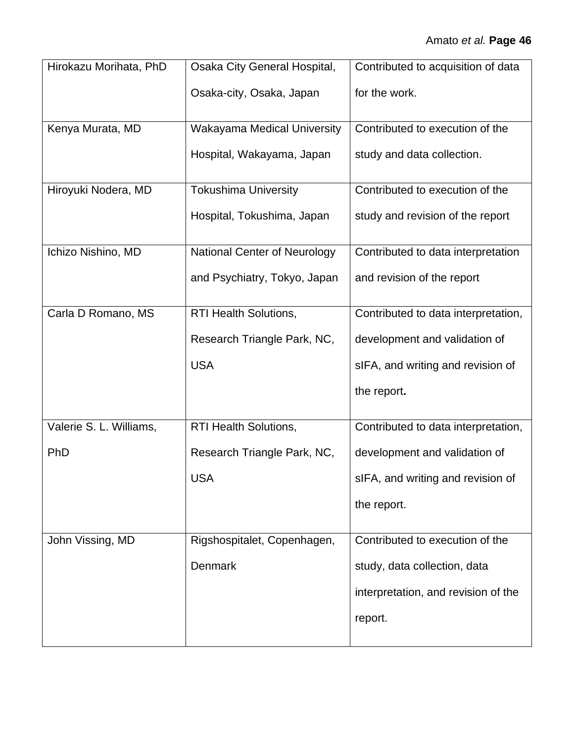| Hirokazu Morihata, PhD | Osaka City General Hospital, Osaka-city, Osaka, Japan | Contributed to acquisition of data for the work. |
|---|---|---|
| Kenya Murata, MD | Wakayama Medical University Hospital, Wakayama, Japan | Contributed to execution of the study and data collection. |
| Hiroyuki Nodera, MD | Tokushima University Hospital, Tokushima, Japan | Contributed to execution of the study and revision of the report |
| Ichizo Nishino, MD | National Center of Neurology and Psychiatry, Tokyo, Japan | Contributed to data interpretation and revision of the report |
| Carla D Romano, MS | RTI Health Solutions, Research Triangle Park, NC, USA | Contributed to data interpretation, development and validation of sIFA, and writing and revision of the report. |
| Valerie S. L. Williams, PhD | RTI Health Solutions, Research Triangle Park, NC, USA | Contributed to data interpretation, development and validation of sIFA, and writing and revision of the report. |
| John Vissing, MD | Rigshospitalet, Copenhagen, Denmark | Contributed to execution of the study, data collection, data interpretation, and revision of the report. |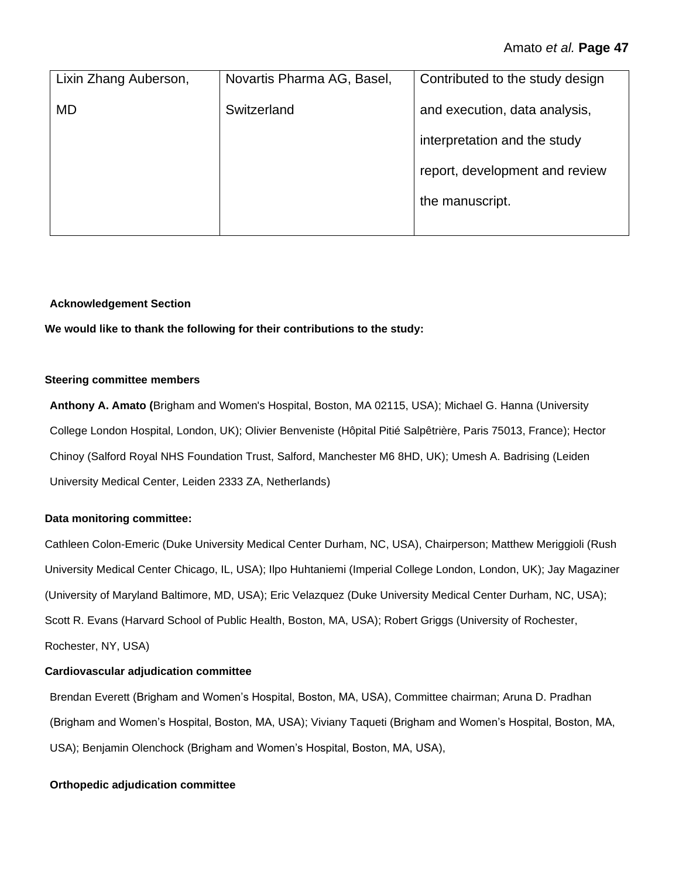| | | |
|---|---|---|
| Lixin Zhang Auberson, MD | Novartis Pharma AG, Basel, Switzerland | Contributed to the study design and execution, data analysis, interpretation and the study report, development and review the manuscript. |

**Acknowledgement Section**

**We would like to thank the following for their contributions to the study:**

**Steering committee members**

**Anthony A. Amato (**Brigham and Women's Hospital, Boston, MA 02115, USA); Michael G. Hanna (University College London Hospital, London, UK); Olivier Benveniste (Hôpital Pitié Salpêtrière, Paris 75013, France); Hector Chinoy (Salford Royal NHS Foundation Trust, Salford, Manchester M6 8HD, UK); Umesh A. Badrising (Leiden University Medical Center, Leiden 2333 ZA, Netherlands)

**Data monitoring committee:**

Cathleen Colon-Emeric (Duke University Medical Center Durham, NC, USA), Chairperson; Matthew Meriggioli (Rush University Medical Center Chicago, IL, USA); Ilpo Huhtaniemi (Imperial College London, London, UK); Jay Magaziner (University of Maryland Baltimore, MD, USA); Eric Velazquez (Duke University Medical Center Durham, NC, USA); Scott R. Evans (Harvard School of Public Health, Boston, MA, USA); Robert Griggs (University of Rochester, Rochester, NY, USA)

**Cardiovascular adjudication committee**

Brendan Everett (Brigham and Women's Hospital, Boston, MA, USA), Committee chairman; Aruna D. Pradhan (Brigham and Women's Hospital, Boston, MA, USA); Viviany Taqueti (Brigham and Women's Hospital, Boston, MA, USA); Benjamin Olenchock (Brigham and Women's Hospital, Boston, MA, USA),

**Orthopedic adjudication committee**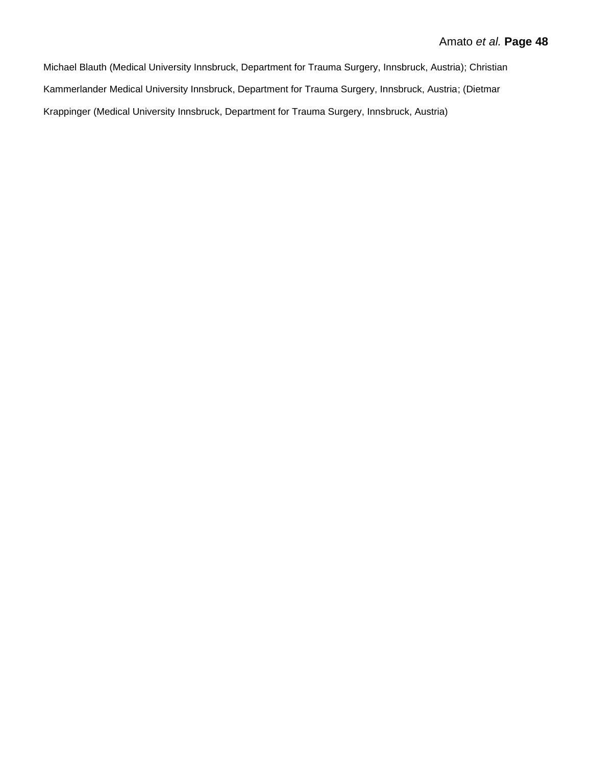Michael Blauth (Medical University Innsbruck, Department for Trauma Surgery, Innsbruck, Austria); Christian Kammerlander Medical University Innsbruck, Department for Trauma Surgery, Innsbruck, Austria; (Dietmar Krappinger (Medical University Innsbruck, Department for Trauma Surgery, Innsbruck, Austria)